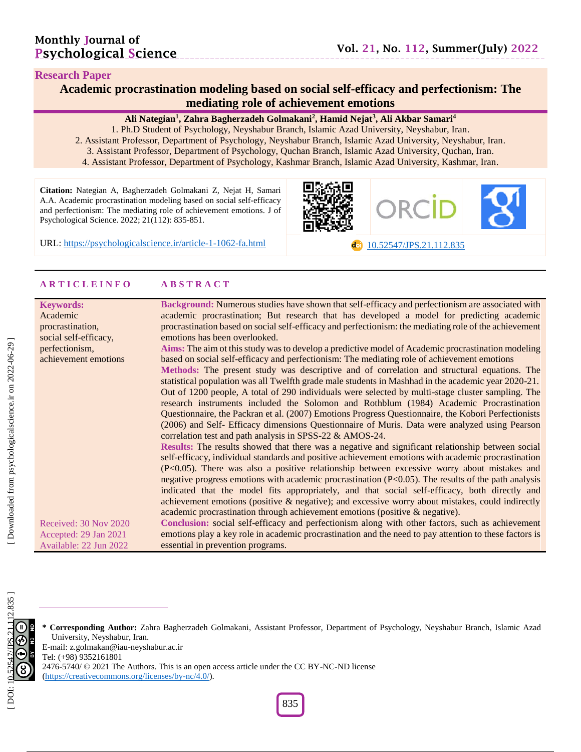Research Paper

# Academic procrastination modeling based on social self-efficacy and perfectionism: The mediating role of achievement emotions

**Ali Nategian[1], Zahra Bagherzadeh Golmakani[2], Hamid Nejat[3], Ali Akbar Samari[4]**

1. Ph.D Student of Psychology, Neyshabur Branch, Islamic Azad University, Neyshabur, Iran.
2. Assistant Professor, Department of Psychology, Neyshabur Branch, Islamic Azad University, Neyshabur, Iran.
3. Assistant Professor, Department of Psychology, Quchan Branch, Islamic Azad University, Quchan, Iran.
4. Assistant Professor, Department of Psychology, Kashmar Branch, Islamic Azad University, Kashmar, Iran.

**Citation:** Nategian A, Bagherzadeh Golmakani Z, Nejat H, Samari A.A. Academic procrastination modeling based on social self-efficacy and perfectionism: The mediating role of achievement emotions. J of Psychological Science. 2022; 21(112): 835-851.

URL: https://psychologicalscience.ir/article-1-1062-fa.html

10.52547/JPS.21.112.835

## ARTICLEINFO

**Keywords:**
Academic procrastination,
social self-efficacy,
perfectionism,
achievement emotions

Received: 30 Nov 2020
Accepted: 29 Jan 2021
Available: 22 Jun 2022

## ABSTRACT

**Background:** Numerous studies have shown that self-efficacy and perfectionism are associated with academic procrastination; But research that has developed a model for predicting academic procrastination based on social self-efficacy and perfectionism: the mediating role of the achievement emotions has been overlooked.

**Aims:** The aim ot this study was to develop a predictive model of Academic procrastination modeling based on social self-efficacy and perfectionism: The mediating role of achievement emotions

**Methods:** The present study was descriptive and of correlation and structural equations. The statistical population was all Twelfth grade male students in Mashhad in the academic year 2020-21. Out of 1200 people, A total of 290 individuals were selected by multi-stage cluster sampling. The research instruments included the Solomon and Rothblum (1984) Academic Procrastination Questionnaire, the Packran et al. (2007) Emotions Progress Questionnaire, the Kobori Perfectionists (2006) and Self- Efficacy dimensions Questionnaire of Muris. Data were analyzed using Pearson correlation test and path analysis in SPSS-22 & AMOS-24.

**Results:** The results showed that there was a negative and significant relationship between social self-efficacy, individual standards and positive achievement emotions with academic procrastination ($P<0.05$). There was also a positive relationship between excessive worry about mistakes and negative progress emotions with academic procrastination ($P<0.05$). The results of the path analysis indicated that the model fits appropriately, and that social self-efficacy, both directly and achievement emotions (positive & negative); and excessive worry about mistakes, could indirectly academic procrastination through achievement emotions (positive & negative).

**Conclusion:** social self-efficacy and perfectionism along with other factors, such as achievement emotions play a key role in academic procrastination and the need to pay attention to these factors is essential in prevention programs.

---

**\* Corresponding Author:** Zahra Bagherzadeh Golmakani, Assistant Professor, Department of Psychology, Neyshabur Branch, Islamic Azad University, Neyshabur, Iran.
E-mail: z.golmakan@iau-neyshabur.ac.ir
Tel: (+98) 9352161801
2476-5740/ © 2021 The Authors. This is an open access article under the CC BY-NC-ND license (https://creativecommons.org/licenses/by-nc/4.0/).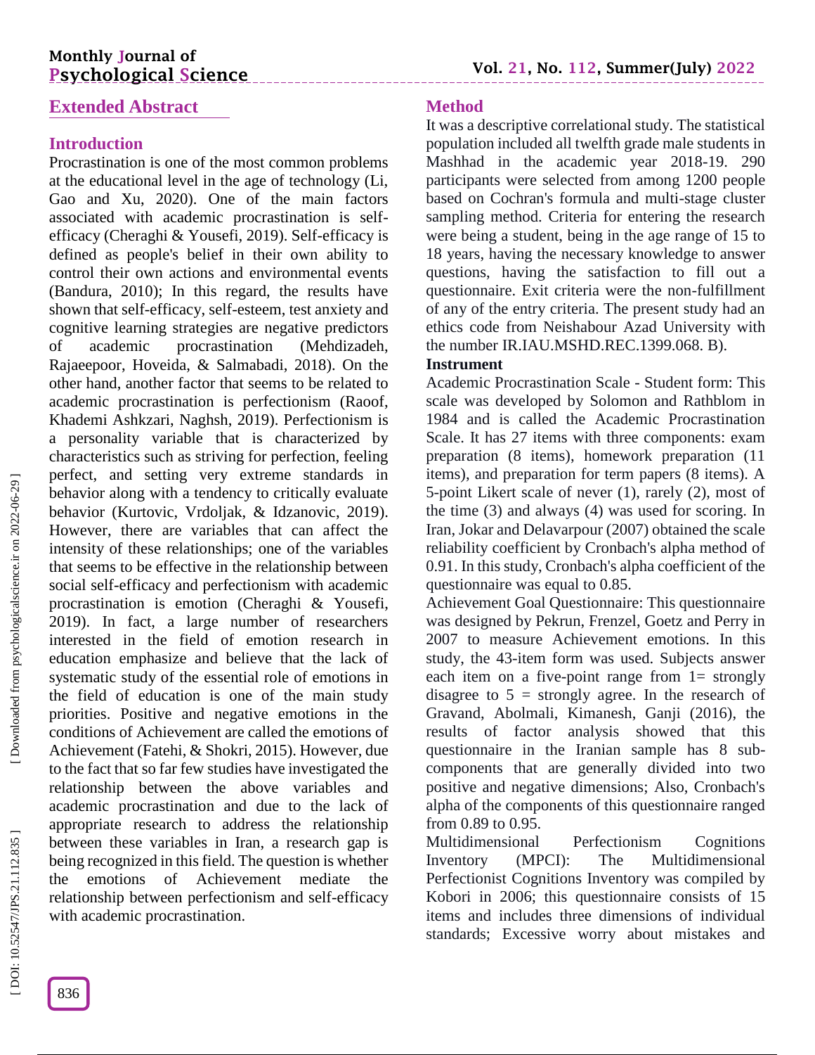## Extended Abstract

### Introduction

Procrastination is one of the most common problems at the educational level in the age of technology (Li, Gao and Xu, 2020). One of the main factors associated with academic procrastination is self-efficacy (Cheraghi & Yousefi, 2019). Self-efficacy is defined as people's belief in their own ability to control their own actions and environmental events (Bandura, 2010); In this regard, the results have shown that self-efficacy, self-esteem, test anxiety and cognitive learning strategies are negative predictors of academic procrastination (Mehdizadeh, Rajaeepoor, Hoveida, & Salmabadi, 2018). On the other hand, another factor that seems to be related to academic procrastination is perfectionism (Raoof, Khademi Ashkzari, Naghsh, 2019). Perfectionism is a personality variable that is characterized by characteristics such as striving for perfection, feeling perfect, and setting very extreme standards in behavior along with a tendency to critically evaluate behavior (Kurtovic, Vrdoljak, & Idzanovic, 2019). However, there are variables that can affect the intensity of these relationships; one of the variables that seems to be effective in the relationship between social self-efficacy and perfectionism with academic procrastination is emotion (Cheraghi & Yousefi, 2019). In fact, a large number of researchers interested in the field of emotion research in education emphasize and believe that the lack of systematic study of the essential role of emotions in the field of education is one of the main study priorities. Positive and negative emotions in the conditions of Achievement are called the emotions of Achievement (Fatehi, & Shokri, 2015). However, due to the fact that so far few studies have investigated the relationship between the above variables and academic procrastination and due to the lack of appropriate research to address the relationship between these variables in Iran, a research gap is being recognized in this field. The question is whether the emotions of Achievement mediate the relationship between perfectionism and self-efficacy with academic procrastination.

### Method

It was a descriptive correlational study. The statistical population included all twelfth grade male students in Mashhad in the academic year 2018-19. 290 participants were selected from among 1200 people based on Cochran's formula and multi-stage cluster sampling method. Criteria for entering the research were being a student, being in the age range of 15 to 18 years, having the necessary knowledge to answer questions, having the satisfaction to fill out a questionnaire. Exit criteria were the non-fulfillment of any of the entry criteria. The present study had an ethics code from Neishabour Azad University with the number IR.IAU.MSHD.REC.1399.068. B).

**Instrument**

Academic Procrastination Scale - Student form: This scale was developed by Solomon and Rathblom in 1984 and is called the Academic Procrastination Scale. It has 27 items with three components: exam preparation (8 items), homework preparation (11 items), and preparation for term papers (8 items). A 5-point Likert scale of never (1), rarely (2), most of the time (3) and always (4) was used for scoring. In Iran, Jokar and Delavarpour (2007) obtained the scale reliability coefficient by Cronbach's alpha method of 0.91. In this study, Cronbach's alpha coefficient of the questionnaire was equal to 0.85.

Achievement Goal Questionnaire: This questionnaire was designed by Pekrun, Frenzel, Goetz and Perry in 2007 to measure Achievement emotions. In this study, the 43-item form was used. Subjects answer each item on a five-point range from 1= strongly disagree to 5 = strongly agree. In the research of Gravand, Abolmali, Kimanesh, Ganji (2016), the results of factor analysis showed that this questionnaire in the Iranian sample has 8 sub-components that are generally divided into two positive and negative dimensions; Also, Cronbach's alpha of the components of this questionnaire ranged from 0.89 to 0.95.

Multidimensional Perfectionism Cognitions Inventory (MPCI): The Multidimensional Perfectionist Cognitions Inventory was compiled by Kobori in 2006; this questionnaire consists of 15 items and includes three dimensions of individual standards; Excessive worry about mistakes and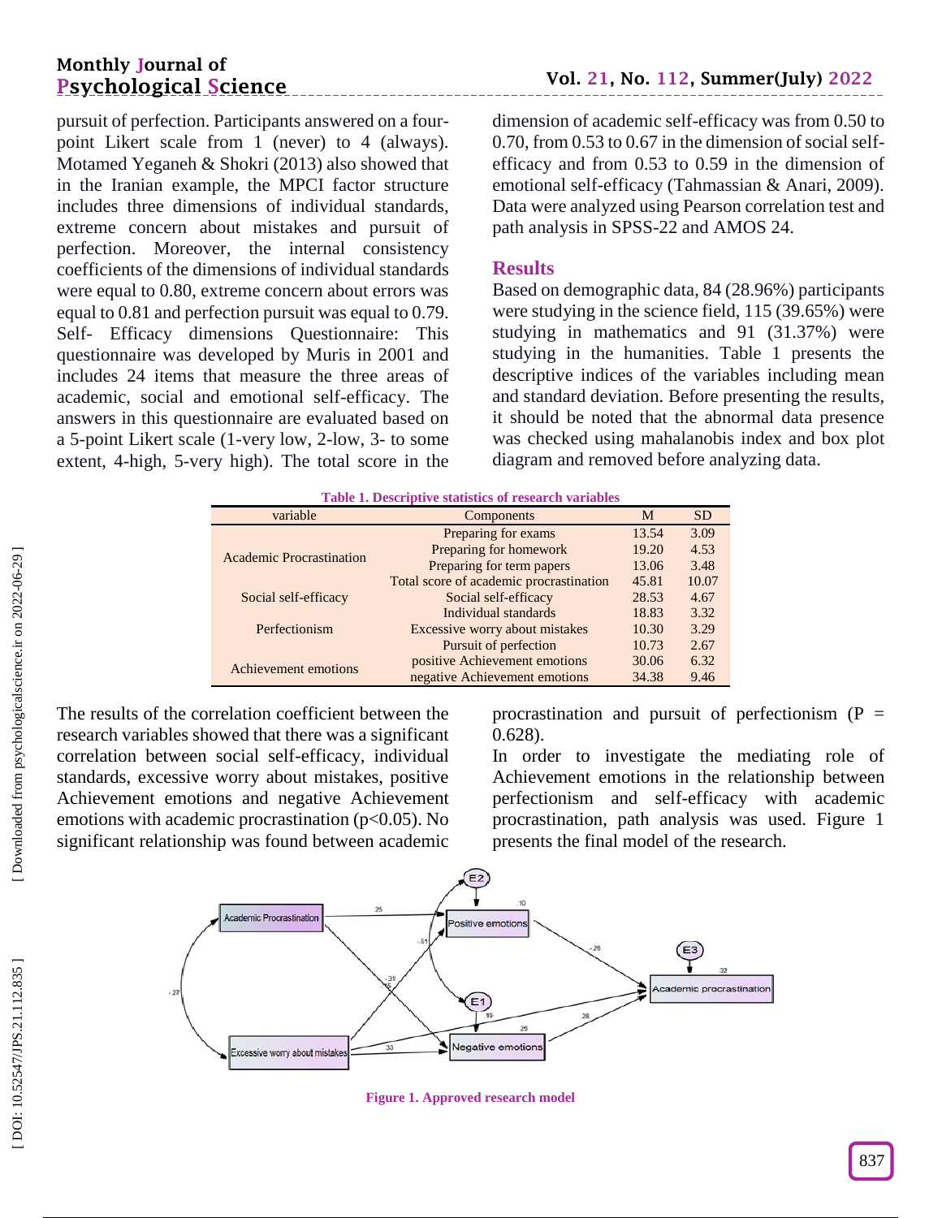pursuit of perfection. Participants answered on a four-point Likert scale from 1 (never) to 4 (always). Motamed Yeganeh & Shokri (2013) also showed that in the Iranian example, the MPCI factor structure includes three dimensions of individual standards, extreme concern about mistakes and pursuit of perfection. Moreover, the internal consistency coefficients of the dimensions of individual standards were equal to 0.80, extreme concern about errors was equal to 0.81 and perfection pursuit was equal to 0.79.

Self- Efficacy dimensions Questionnaire: This questionnaire was developed by Muris in 2001 and includes 24 items that measure the three areas of academic, social and emotional self-efficacy. The answers in this questionnaire are evaluated based on a 5-point Likert scale (1-very low, 2-low, 3- to some extent, 4-high, 5-very high). The total score in the dimension of academic self-efficacy was from 0.50 to 0.70, from 0.53 to 0.67 in the dimension of social self-efficacy and from 0.53 to 0.59 in the dimension of emotional self-efficacy (Tahmassian & Anari, 2009). Data were analyzed using Pearson correlation test and path analysis in SPSS-22 and AMOS 24.

## Results

Based on demographic data, 84 (28.96%) participants were studying in the science field, 115 (39.65%) were studying in mathematics and 91 (31.37%) were studying in the humanities. Table 1 presents the descriptive indices of the variables including mean and standard deviation. Before presenting the results, it should be noted that the abnormal data presence was checked using mahalanobis index and box plot diagram and removed before analyzing data.

**Table 1. Descriptive statistics of research variables**

| variable | Components | M | SD |
|---|---|---|---|
| Academic Procrastination | Preparing for exams | 13.54 | 3.09 |
| | Preparing for homework | 19.20 | 4.53 |
| | Preparing for term papers | 13.06 | 3.48 |
| | Total score of academic procrastination | 45.81 | 10.07 |
| Social self-efficacy | Social self-efficacy | 28.53 | 4.67 |
| Perfectionism | Individual standards | 18.83 | 3.32 |
| | Excessive worry about mistakes | 10.30 | 3.29 |
| | Pursuit of perfection | 10.73 | 2.67 |
| Achievement emotions | positive Achievement emotions | 30.06 | 6.32 |
| | negative Achievement emotions | 34.38 | 9.46 |

The results of the correlation coefficient between the research variables showed that there was a significant correlation between social self-efficacy, individual standards, excessive worry about mistakes, positive Achievement emotions and negative Achievement emotions with academic procrastination ($p<0.05$). No significant relationship was found between academic procrastination and pursuit of perfectionism ($P = 0.628$).

In order to investigate the mediating role of Achievement emotions in the relationship between perfectionism and self-efficacy with academic procrastination, path analysis was used. Figure 1 presents the final model of the research.

**Figure 1. Approved research model**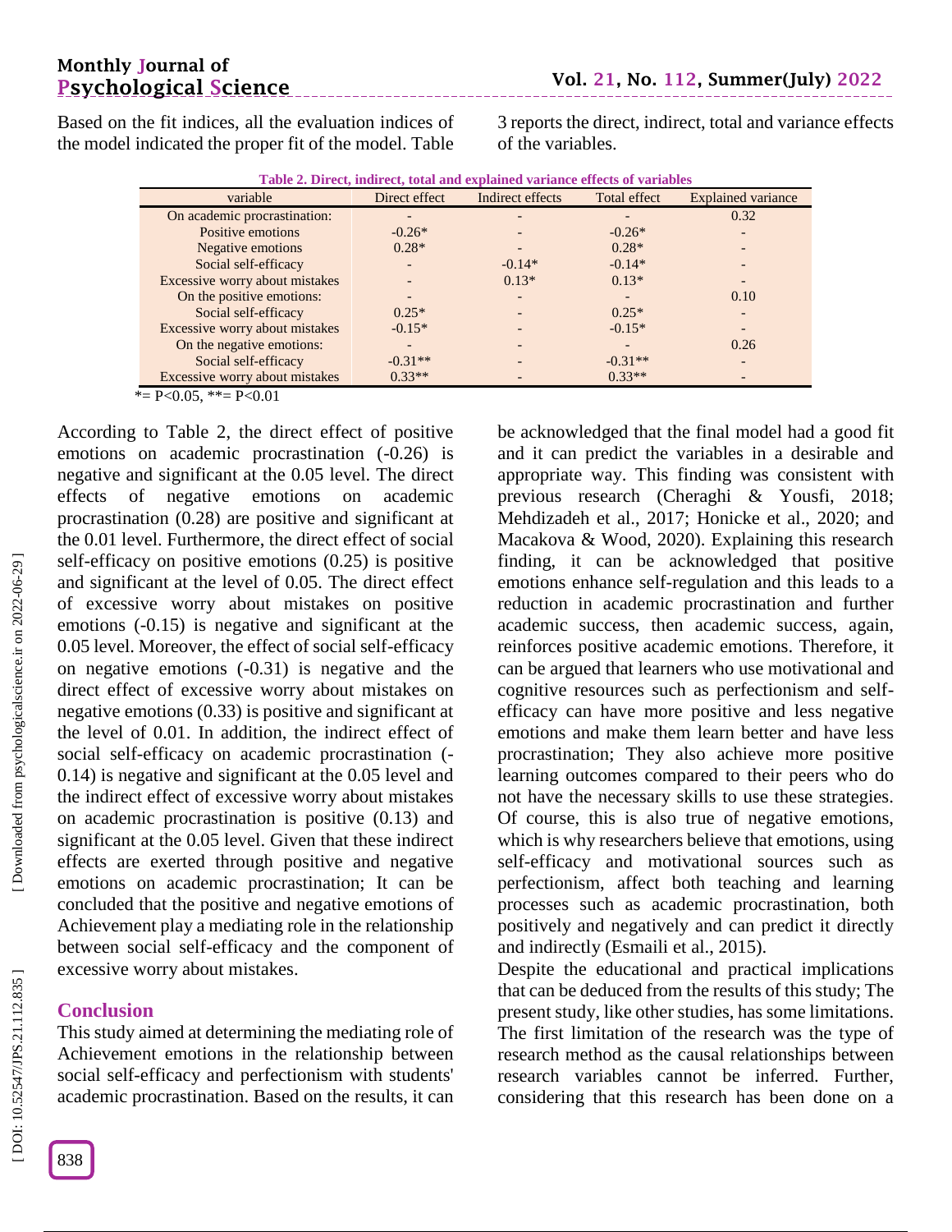Based on the fit indices, all the evaluation indices of the model indicated the proper fit of the model. Table 3 reports the direct, indirect, total and variance effects of the variables.

**Table 2. Direct, indirect, total and explained variance effects of variables**

| variable | Direct effect | Indirect effects | Total effect | Explained variance |
|---|---|---|---|---|
| On academic procrastination: | - | - | - | 0.32 |
| Positive emotions | -0.26* | - | -0.26* | - |
| Negative emotions | 0.28* | - | 0.28* | - |
| Social self-efficacy | - | -0.14* | -0.14* | - |
| Excessive worry about mistakes | - | 0.13* | 0.13* | - |
| On the positive emotions: | - | - | - | 0.10 |
| Social self-efficacy | 0.25* | - | 0.25* | - |
| Excessive worry about mistakes | -0.15* | - | -0.15* | - |
| On the negative emotions: | - | - | - | 0.26 |
| Social self-efficacy | -0.31** | - | -0.31** | - |
| Excessive worry about mistakes | 0.33** | - | 0.33** | - |

*= P<0.05, **= P<0.01

According to Table 2, the direct effect of positive emotions on academic procrastination (-0.26) is negative and significant at the 0.05 level. The direct effects of negative emotions on academic procrastination (0.28) are positive and significant at the 0.01 level. Furthermore, the direct effect of social self-efficacy on positive emotions (0.25) is positive and significant at the level of 0.05. The direct effect of excessive worry about mistakes on positive emotions (-0.15) is negative and significant at the 0.05 level. Moreover, the effect of social self-efficacy on negative emotions (-0.31) is negative and the direct effect of excessive worry about mistakes on negative emotions (0.33) is positive and significant at the level of 0.01. In addition, the indirect effect of social self-efficacy on academic procrastination (-0.14) is negative and significant at the 0.05 level and the indirect effect of excessive worry about mistakes on academic procrastination is positive (0.13) and significant at the 0.05 level. Given that these indirect effects are exerted through positive and negative emotions on academic procrastination; It can be concluded that the positive and negative emotions of Achievement play a mediating role in the relationship between social self-efficacy and the component of excessive worry about mistakes.

## Conclusion

This study aimed at determining the mediating role of Achievement emotions in the relationship between social self-efficacy and perfectionism with students' academic procrastination. Based on the results, it can be acknowledged that the final model had a good fit and it can predict the variables in a desirable and appropriate way. This finding was consistent with previous research (Cheraghi & Yousfi, 2018; Mehdizadeh et al., 2017; Honicke et al., 2020; and Macakova & Wood, 2020). Explaining this research finding, it can be acknowledged that positive emotions enhance self-regulation and this leads to a reduction in academic procrastination and further academic success, then academic success, again, reinforces positive academic emotions. Therefore, it can be argued that learners who use motivational and cognitive resources such as perfectionism and self-efficacy can have more positive and less negative emotions and make them learn better and have less procrastination; They also achieve more positive learning outcomes compared to their peers who do not have the necessary skills to use these strategies. Of course, this is also true of negative emotions, which is why researchers believe that emotions, using self-efficacy and motivational sources such as perfectionism, affect both teaching and learning processes such as academic procrastination, both positively and negatively and can predict it directly and indirectly (Esmaili et al., 2015).

Despite the educational and practical implications that can be deduced from the results of this study; The present study, like other studies, has some limitations. The first limitation of the research was the type of research method as the causal relationships between research variables cannot be inferred. Further, considering that this research has been done on a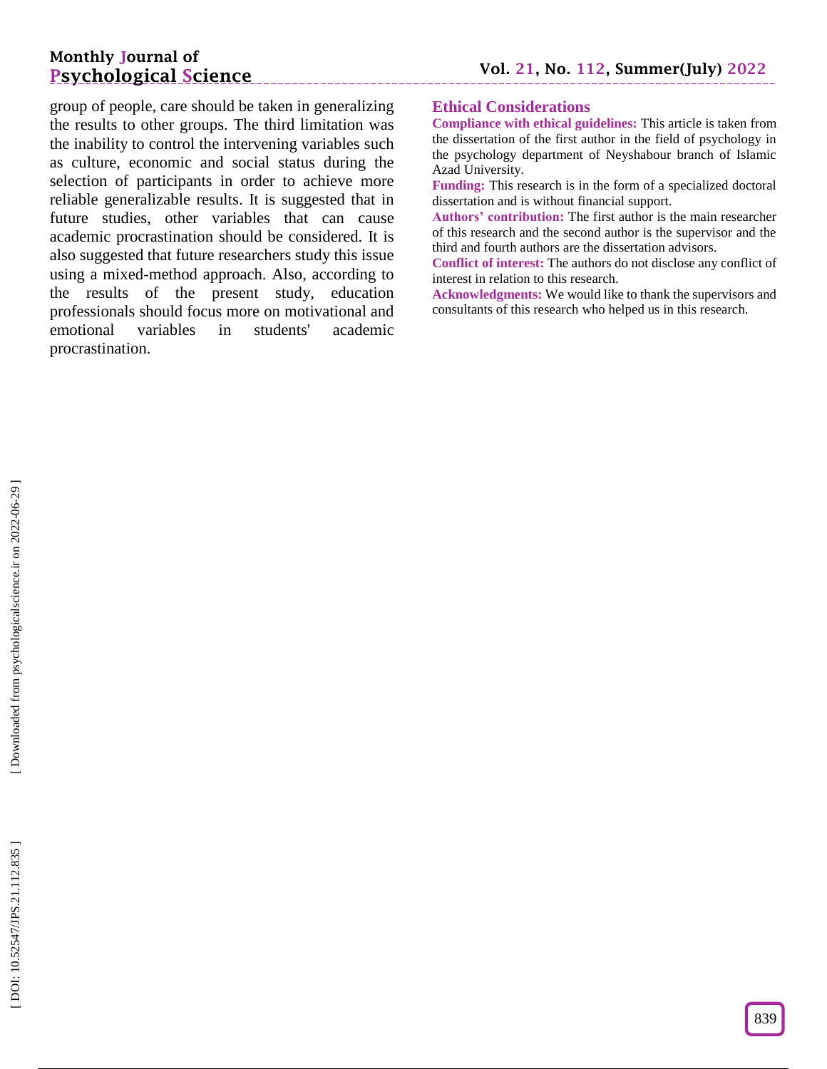group of people, care should be taken in generalizing the results to other groups. The third limitation was the inability to control the intervening variables such as culture, economic and social status during the selection of participants in order to achieve more reliable generalizable results. It is suggested that in future studies, other variables that can cause academic procrastination should be considered. It is also suggested that future researchers study this issue using a mixed-method approach. Also, according to the results of the present study, education professionals should focus more on motivational and emotional variables in students' academic procrastination.

## Ethical Considerations

**Compliance with ethical guidelines:** This article is taken from the dissertation of the first author in the field of psychology in the psychology department of Neyshabour branch of Islamic Azad University.

**Funding:** This research is in the form of a specialized doctoral dissertation and is without financial support.

**Authors' contribution:** The first author is the main researcher of this research and the second author is the supervisor and the third and fourth authors are the dissertation advisors.

**Conflict of interest:** The authors do not disclose any conflict of interest in relation to this research.

**Acknowledgments:** We would like to thank the supervisors and consultants of this research who helped us in this research.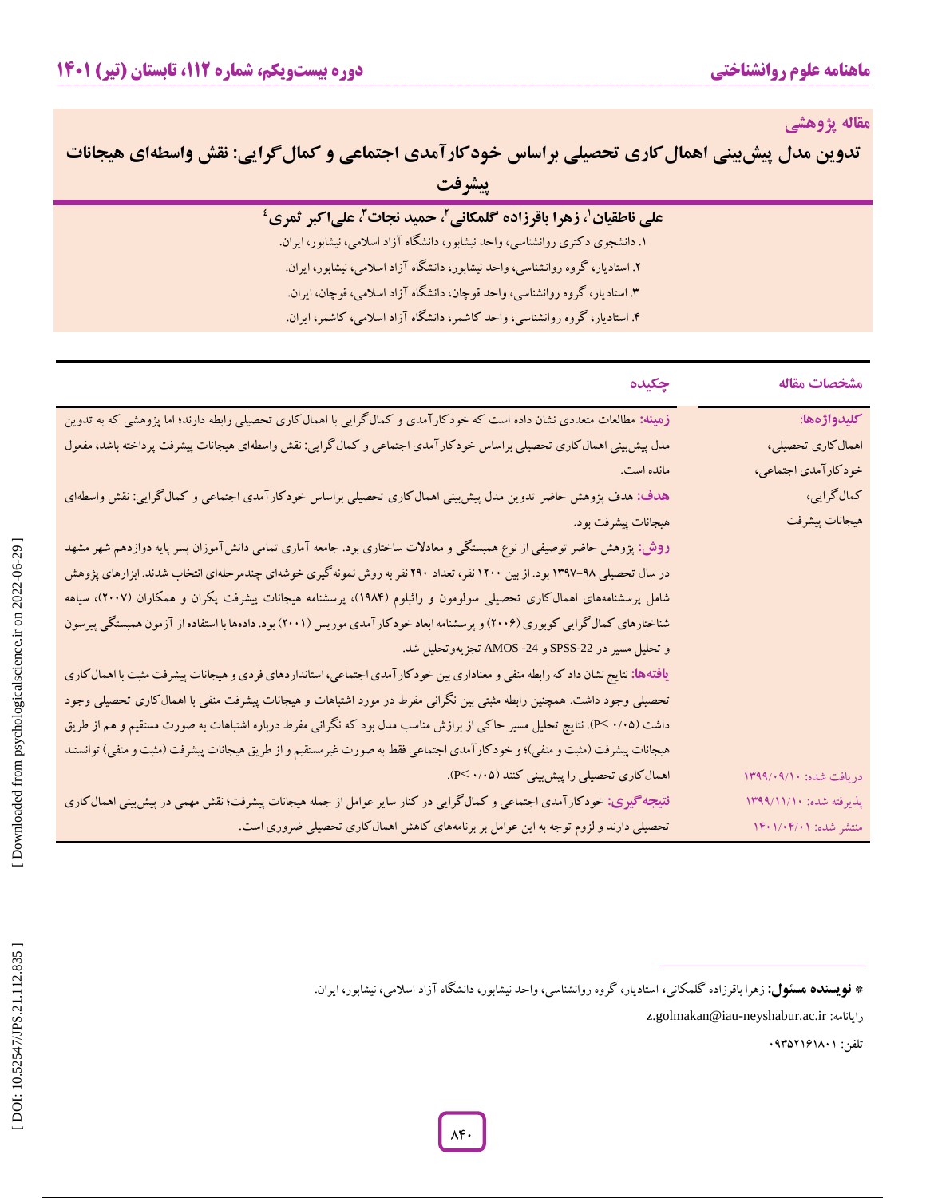مقاله پژوهشی

# تدوین مدل پیش‌بینی اهمال‌کاری تحصیلی براساس خودکارآمدی اجتماعی و کمال‌گرایی: نقش واسطه‌ای هیجانات پیشرفت

**علی ناطقیان[1]، زهرا باقرزاده گلمکانی[2]، حمید نجات[3]، علی‌اکبر ثمری[4]**

۱. دانشجوی دکتری روانشناسی، واحد نیشابور، دانشگاه آزاد اسلامی، نیشابور، ایران.

۲. استادیار، گروه روانشناسی، واحد نیشابور، دانشگاه آزاد اسلامی، نیشابور، ایران.

۳. استادیار، گروه روانشناسی، واحد قوچان، دانشگاه آزاد اسلامی، قوچان، ایران.

۴. استادیار، گروه روانشناسی، واحد کاشمر، دانشگاه آزاد اسلامی، کاشمر، ایران.

## مشخصات مقاله

**کلیدواژه‌ها**:
اهمال‌کاری تحصیلی،
خودکارآمدی اجتماعی،
کمال‌گرایی،
هیجانات پیشرفت

دریافت شده: ۱۳۹۹/۰۹/۱۰

پذیرفته شده: ۱۳۹۹/۱۱/۱۰

منتشر شده: ۱۴۰۱/۰۴/۰۱

## چکیده

**زمینه:** مطالعات متعددی نشان داده است که خودکارآمدی و کمال‌گرایی با اهمال‌کاری تحصیلی رابطه دارند؛ اما پژوهشی که به تدوین مدل پیش‌بینی اهمال‌کاری تحصیلی براساس خودکارآمدی اجتماعی و کمال‌گرایی: نقش واسطه‌ای هیجانات پیشرفت پرداخته باشد، مغفول مانده است.

**هدف:** هدف پژوهش حاضر تدوین مدل پیش‌بینی اهمال‌کاری تحصیلی براساس خودکارآمدی اجتماعی و کمال‌گرایی: نقش واسطه‌ای هیجانات پیشرفت بود.

**روش:** پژوهش حاضر توصیفی از نوع همبستگی و معادلات ساختاری بود. جامعه آماری تمامی دانش‌آموزان پسر پایه دوازدهم شهر مشهد در سال تحصیلی ۹۸-۱۳۹۷ بود. از بین ۱۲۰۰ نفر، تعداد ۲۹۰ نفر به روش نمونه‌گیری خوشه‌ای چندمرحله‌ای انتخاب شدند. ابزارهای پژوهش شامل پرسشنامه‌های اهمال‌کاری تحصیلی سولومون و راثبلوم (۱۹۸۴)، پرسشنامه هیجانات پیشرفت پکران و همکاران (۲۰۰۷)، سیاهه شناختارهای کمال‌گرایی کوبوری (۲۰۰۶) و پرسشنامه ابعاد خودکارآمدی موریس (۲۰۰۱) بود. داده‌ها با استفاده از آزمون همبستگی پیرسون و تحلیل مسیر در SPSS-22 و AMOS -24 تجزیه‌وتحلیل شد.

**یافته‌ها:** نتایج نشان داد که رابطه منفی و معناداری بین خودکارآمدی اجتماعی، استانداردهای فردی و هیجانات پیشرفت مثبت با اهمال‌کاری تحصیلی وجود داشت. همچنین رابطه مثبتی بین نگرانی مفرط در مورد اشتباهات و هیجانات پیشرفت منفی با اهمال‌کاری تحصیلی وجود داشت ($P < 0.05$). نتایج تحلیل مسیر حاکی از برازش مناسب مدل بود که نگرانی مفرط درباره اشتباهات به صورت مستقیم و هم از طریق هیجانات پیشرفت (مثبت و منفی)؛ و خودکارآمدی اجتماعی فقط به صورت غیرمستقیم و از طریق هیجانات پیشرفت (مثبت و منفی) توانستند اهمال‌کاری تحصیلی را پیش‌بینی کنند ($P < 0.05$).

**نتیجه‌گیری:** خودکارآمدی اجتماعی و کمال‌گرایی در کنار سایر عوامل از جمله هیجانات پیشرفت؛ نقش مهمی در پیش‌بینی اهمال‌کاری تحصیلی دارند و لزوم توجه به این عوامل بر برنامه‌های کاهش اهمال‌کاری تحصیلی ضروری است.

---

* **نویسنده مسئول:** زهرا باقرزاده گلمکانی، استادیار، گروه روانشناسی، واحد نیشابور، دانشگاه آزاد اسلامی، نیشابور، ایران.

رایانامه: z.golmakan@iau-neyshabur.ac.ir

تلفن: ۰۹۳۵۲۱۶۱۸۰۱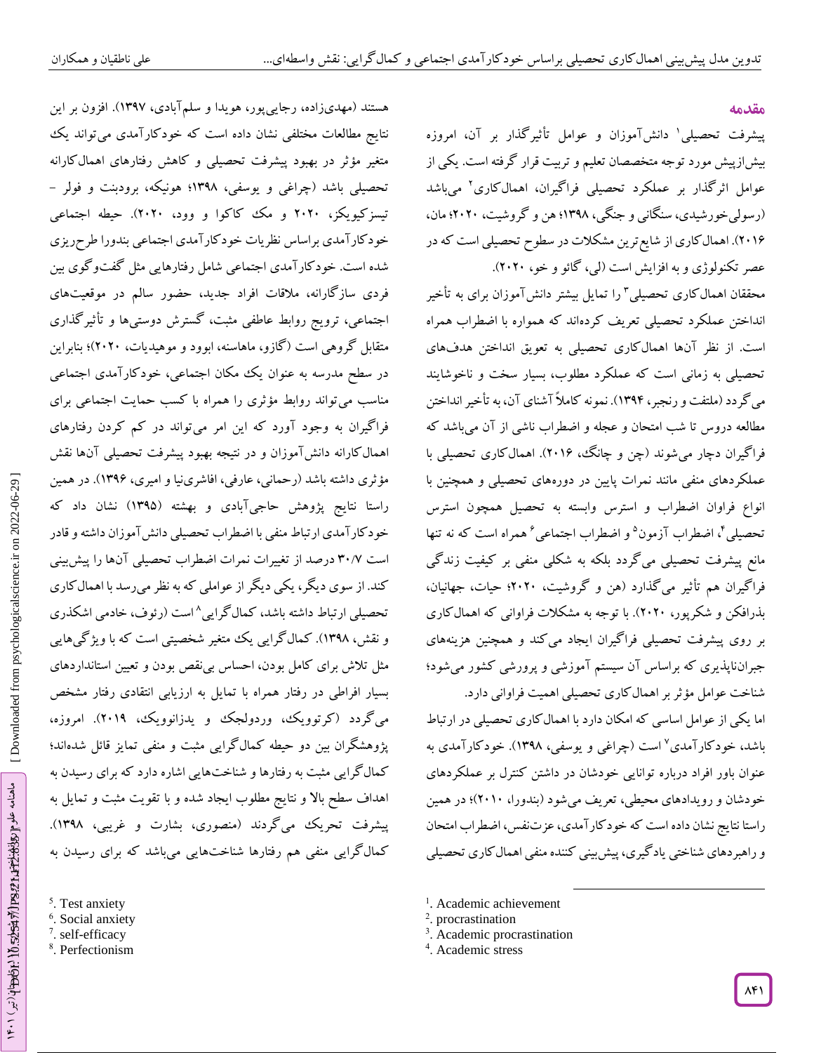## مقدمه

پیشرفت تحصیلی[1] دانش‌آموزان و عوامل تأثیرگذار بر آن، امروزه بیش‌ازپیش مورد توجه متخصصان تعلیم و تربیت قرار گرفته است. یکی از عوامل اثرگذار بر عملکرد تحصیلی فراگیران، اهمال‌کاری[2] می‌باشد (رسولی‌خورشیدی، سنگانی و جنگی، ۱۳۹۸؛ هن و گروشیت، ۲۰۲۰؛ مان، ۲۰۱۶). اهمال‌کاری از شایع‌ترین مشکلات در سطوح تحصیلی است که در عصر تکنولوژی و به افزایش است (لی، گائو و خو، ۲۰۲۰).

محققان اهمال‌کاری تحصیلی[3] را تمایل بیشتر دانش‌آموزان برای به تأخیر انداختن عملکرد تحصیلی تعریف کرده‌اند که همواره با اضطراب همراه است. از نظر آن‌ها اهمال‌کاری تحصیلی به تعویق انداختن هدف‌های تحصیلی به زمانی است که عملکرد مطلوب، بسیار سخت و ناخوشایند می‌گردد (ملتفت و رنجبر، ۱۳۹۴). نمونه کاملاً آشنای آن، به تأخیر انداختن مطالعه دروس تا شب امتحان و عجله و اضطراب ناشی از آن می‌باشد که فراگیران دچار می‌شوند (چن و چانگ، ۲۰۱۶). اهمال‌کاری تحصیلی با عملکردهای منفی مانند نمرات پایین در دوره‌های تحصیلی و همچنین با انواع فراوان اضطراب و استرس وابسته به تحصیل همچون استرس تحصیلی[4]، اضطراب آزمون[5] و اضطراب اجتماعی[6] همراه است که نه تنها مانع پیشرفت تحصیلی می‌گردد بلکه به شکلی منفی بر کیفیت زندگی فراگیران هم تأثیر می‌گذارد (هن و گروشیت، ۲۰۲۰؛ حیات، جهانیان، بذرافکن و شکرپور، ۲۰۲۰). با توجه به مشکلات فراوانی که اهمال‌کاری بر روی پیشرفت تحصیلی فراگیران ایجاد می‌کند و همچنین هزینه‌های جبران‌ناپذیری که براساس آن سیستم آموزشی و پرورشی کشور می‌شود؛ شناخت عوامل مؤثر بر اهمال‌کاری تحصیلی اهمیت فراوانی دارد.

اما یکی از عوامل اساسی که امکان دارد با اهمال‌کاری تحصیلی در ارتباط باشد، خودکارآمدی[7] است (چراغی و یوسفی، ۱۳۹۸). خودکارآمدی به عنوان باور افراد درباره توانایی خودشان در داشتن کنترل بر عملکردهای خودشان و رویدادهای محیطی، تعریف می‌شود (بندورا، ۲۰۱۰)؛ در همین راستا نتایج نشان داده است که خودکارآمدی، عزت‌نفس، اضطراب امتحان و راهبردهای شناختی یادگیری، پیش‌بینی کننده منفی اهمال‌کاری تحصیلی هستند (مهدی‌زاده، رجایی‌پور، هویدا و سلم‌آبادی، ۱۳۹۷). افزون بر این نتایج مطالعات مختلفی نشان داده است که خودکارآمدی می‌تواند یک متغیر مؤثر در بهبود پیشرفت تحصیلی و کاهش رفتارهای اهمال‌کارانه تحصیلی باشد (چراغی و یوسفی، ۱۳۹۸؛ هونیکه، برودبنت و فولر - تیسزکیویکز، ۲۰۲۰ و مک کاکوا و وود، ۲۰۲۰). حیطه اجتماعی خودکارآمدی براساس نظریات خودکارآمدی اجتماعی بندورا طرح‌ریزی شده است. خودکارآمدی اجتماعی شامل رفتارهایی مثل گفت‌وگوی بین فردی سازگارانه، ملاقات افراد جدید، حضور سالم در موقعیت‌های اجتماعی، ترویج روابط عاطفی مثبت، گسترش دوستی‌ها و تأثیرگذاری متقابل گروهی است (گازو، ماهاسنه، ابوود و موهیدیات، ۲۰۲۰)؛ بنابراین در سطح مدرسه به عنوان یک مکان اجتماعی، خودکارآمدی اجتماعی مناسب می‌تواند روابط مؤثری را همراه با کسب حمایت اجتماعی برای فراگیران به وجود آورد که این امر می‌تواند در کم کردن رفتارهای اهمال‌کارانه دانش‌آموزان و در نتیجه بهبود پیشرفت تحصیلی آن‌ها نقش مؤثری داشته باشد (رحمانی، عارفی، افاشری‌نیا و امیری، ۱۳۹۶). در همین راستا نتایج پژوهش حاجی‌آبادی و بهشته (۱۳۹۵) نشان داد که خودکارآمدی ارتباط منفی با اضطراب تحصیلی دانش‌آموزان داشته و قادر است ۳۰/۷ درصد از تغییرات نمرات اضطراب تحصیلی آن‌ها را پیش‌بینی کند. از سوی دیگر، یکی دیگر از عواملی که به نظر می‌رسد با اهمال‌کاری تحصیلی ارتباط داشته باشد، کمال‌گرایی[8] است (رئوف، خادمی اشکذری و نقش، ۱۳۹۸). کمال‌گرایی یک متغیر شخصیتی است که با ویژگی‌هایی مثل تلاش برای کامل بودن، احساس بی‌نقص بودن و تعیین استانداردهای بسیار افراطی در رفتار همراه با تمایل به ارزیابی انتقادی رفتار مشخص می‌گردد (کرتوویک، وردولجک و یدزانوویک، ۲۰۱۹). امروزه، پژوهشگران بین دو حیطه کمال‌گرایی مثبت و منفی تمایز قائل شده‌اند؛ کمال‌گرایی مثبت به رفتارها و شناخت‌هایی اشاره دارد که برای رسیدن به اهداف سطح بالا و نتایج مطلوب ایجاد شده و با تقویت مثبت و تمایل به پیشرفت تحریک می‌گردند (منصوری، بشارت و غریبی، ۱۳۹۸). کمال‌گرایی منفی هم رفتارها شناخت‌هایی می‌باشد که برای رسیدن به

---

1. Academic achievement
2. procrastination
3. Academic procrastination
4. Academic stress
5. Test anxiety
6. Social anxiety
7. self-efficacy
8. Perfectionism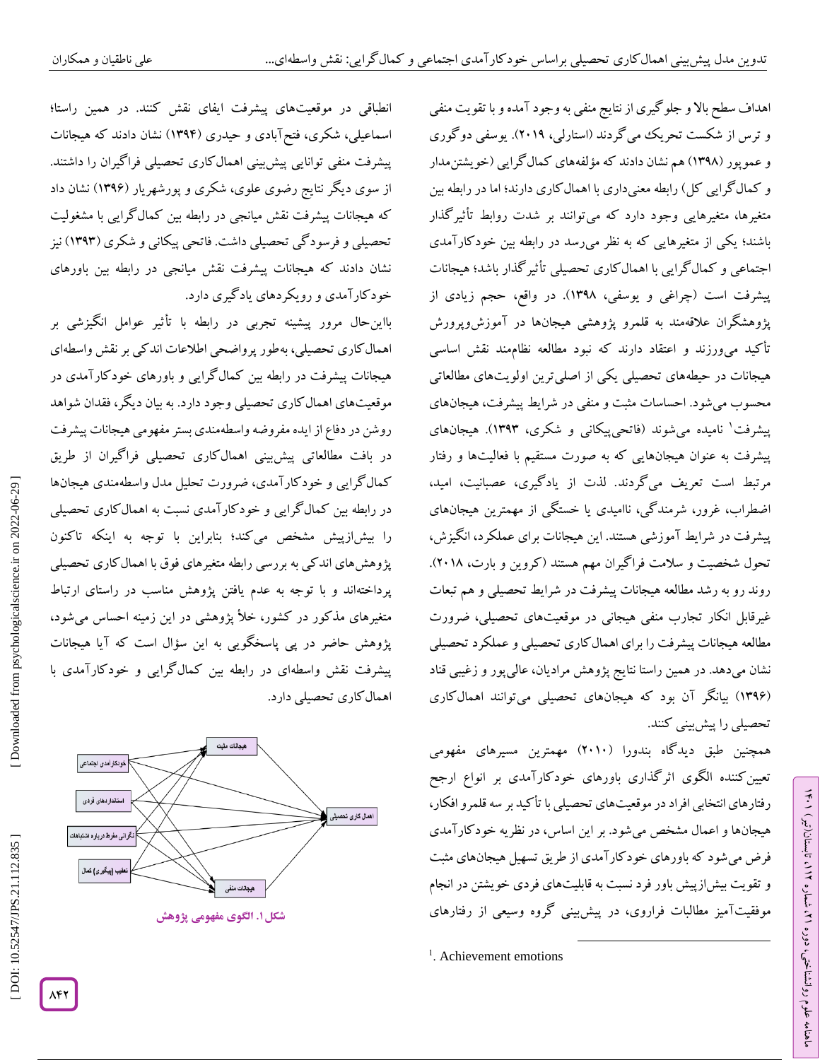اهداف سطح بالا و جلوگیری از نتایج منفی به وجود آمده و با تقویت منفی و ترس از شکست تحریک می‌گردند (استارلی، ۲۰۱۹). یوسفی دوگوری و عموپور (۱۳۹۸) هم نشان دادند که مؤلفه‌های کمال‌گرایی (خویشتن‌مدار و کمال‌گرایی کل) رابطه معنی‌داری با اهمال‌کاری دارند؛ اما در رابطه بین متغیرها، متغیرهایی وجود دارد که می‌توانند بر شدت روابط تأثیرگذار باشند؛ یکی از متغیرهایی که به نظر می‌رسد در رابطه بین خودکارآمدی اجتماعی و کمال‌گرایی با اهمال‌کاری تحصیلی تأثیرگذار باشد؛ هیجانات پیشرفت است (چراغی و یوسفی، ۱۳۹۸). در واقع، حجم زیادی از پژوهشگران علاقه‌مند به قلمرو پژوهشی هیجان‌ها در آموزش‌وپرورش تأکید می‌ورزند و اعتقاد دارند که نبود مطالعه نظام‌مند نقش اساسی هیجانات در حیطه‌های تحصیلی یکی از اصلی‌ترین اولویت‌های مطالعاتی محسوب می‌شود. احساسات مثبت و منفی در شرایط پیشرفت، هیجان‌های پیشرفت[1] نامیده می‌شوند (فاتحی‌پیکانی و شکری، ۱۳۹۳). هیجان‌های پیشرفت به عنوان هیجان‌هایی که به صورت مستقیم با فعالیت‌ها و رفتار مرتبط است تعریف می‌گردند. لذت از یادگیری، عصبانیت، امید، اضطراب، غرور، شرمندگی، ناامیدی یا خستگی از مهمترین هیجان‌های پیشرفت در شرایط آموزشی هستند. این هیجانات برای عملکرد، انگیزش، تحول شخصیت و سلامت فراگیران مهم هستند (کروین و بارت، ۲۰۱۸). روند رو به رشد مطالعه هیجانات پیشرفت در شرایط تحصیلی و هم تبعات غیرقابل انکار تجارب منفی هیجانی در موقعیت‌های تحصیلی، ضرورت مطالعه هیجانات پیشرفت را برای اهمال‌کاری تحصیلی و عملکرد تحصیلی نشان می‌دهد. در همین راستا نتایج پژوهش مرادیان، عالی‌پور و زغیبی قناد (۱۳۹۶) بیانگر آن بود که هیجان‌های تحصیلی می‌توانند اهمال‌کاری تحصیلی را پیش‌بینی کنند.

همچنین طبق دیدگاه بندورا (۲۰۱۰) مهمترین مسیرهای مفهومی تعیین‌کننده الگوی اثرگذاری باورهای خودکارآمدی بر انواع ارجح رفتارهای انتخابی افراد در موقعیت‌های تحصیلی با تأکید بر سه قلمرو افکار، هیجان‌ها و اعمال مشخص می‌شود. بر این اساس، در نظریه خودکارآمدی فرض می‌شود که باورهای خودکارآمدی از طریق تسهیل هیجان‌های مثبت و تقویت بیش‌ازپیش باور فرد نسبت به قابلیت‌های فردی خویشتن در انجام موفقیت‌آمیز مطالبات فراروی، در پیش‌بینی گروه وسیعی از رفتارهای انطباقی در موقعیت‌های پیشرفت ایفای نقش کنند. در همین راستا؛ اسماعیلی، شکری، فتح‌آبادی و حیدری (۱۳۹۴) نشان دادند که هیجانات پیشرفت منفی توانایی پیش‌بینی اهمال‌کاری تحصیلی فراگیران را داشتند. از سوی دیگر نتایج رضوی علوی، شکری و پورشهریار (۱۳۹۶) نشان داد که هیجانات پیشرفت نقش میانجی در رابطه بین کمال‌گرایی با مشغولیت تحصیلی و فرسودگی تحصیلی داشت. فاتحی پیکانی و شکری (۱۳۹۳) نیز نشان دادند که هیجانات پیشرفت نقش میانجی در رابطه بین باورهای خودکارآمدی و رویکردهای یادگیری دارد.

بااین‌حال مرور پیشینه تجربی در رابطه با تأثیر عوامل انگیزشی بر اهمال‌کاری تحصیلی، به‌طور پرواضحی اطلاعات اندکی بر نقش واسطه‌ای هیجانات پیشرفت در رابطه بین کمال‌گرایی و باورهای خودکارآمدی در موقعیت‌های اهمال‌کاری تحصیلی وجود دارد. به بیان دیگر، فقدان شواهد روشن در دفاع از ایده مفروضه واسطه‌مندی بستر مفهومی هیجانات پیشرفت در بافت مطالعاتی پیش‌بینی اهمال‌کاری تحصیلی فراگیران از طریق کمال‌گرایی و خودکارآمدی، ضرورت تحلیل مدل واسطه‌مندی هیجان‌ها در رابطه بین کمال‌گرایی و خودکارآمدی نسبت به اهمال‌کاری تحصیلی را بیش‌ازپیش مشخص می‌کند؛ بنابراین با توجه به اینکه تاکنون پژوهش‌های اندکی به بررسی رابطه متغیرهای فوق با اهمال‌کاری تحصیلی پرداخته‌اند و با توجه به عدم یافتن پژوهش مناسب در راستای ارتباط متغیرهای مذکور در کشور، خلأ پژوهشی در این زمینه احساس می‌شود، پژوهش حاضر در پی پاسخگویی به این سؤال است که آیا هیجانات پیشرفت نقش واسطه‌ای در رابطه بین کمال‌گرایی و خودکارآمدی با اهمال‌کاری تحصیلی دارد.

**شکل ۱. الگوی مفهومی پژوهش**

---

[1]. Achievement emotions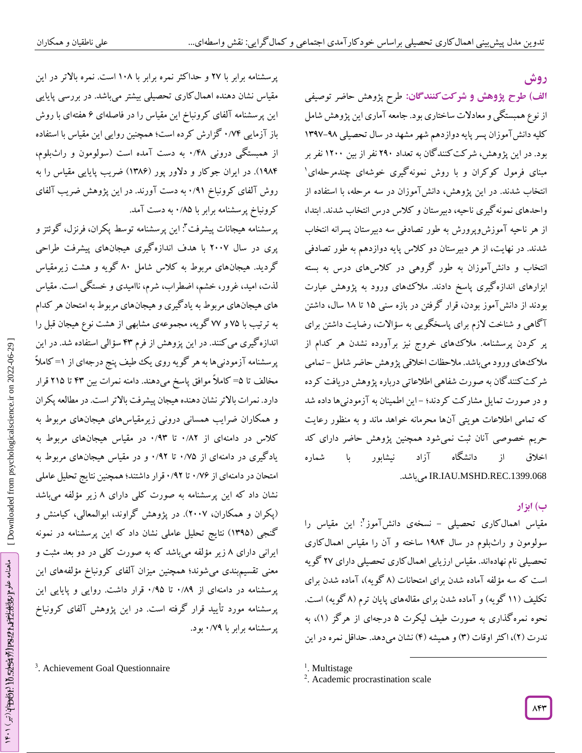## روش

**الف) طرح پژوهش و شرکت‌کنندگان:** طرح پژوهش حاضر توصیفی از نوع همبستگی و معادلات ساختاری بود. جامعه آماری این پژوهش شامل کلیه دانش‌آموزان پسر پایه دوازدهم شهر مشهد در سال تحصیلی ۹۸-۱۳۹۷ بود. در این پژوهش، شرکت‌کنندگان به تعداد ۲۹۰ نفر از بین ۱۲۰۰ نفر بر مبنای فرمول کوکران و با روش نمونه‌گیری خوشه‌ای چندمرحله‌ای[1] انتخاب شدند. در این پژوهش، دانش‌آموزان در سه مرحله، با استفاده از واحدهای نمونه‌گیری ناحیه، دبیرستان و کلاس درس انتخاب شدند. ابتدا، از هر ناحیه آموزش‌وپرورش به طور تصادفی سه دبیرستان پسرانه انتخاب شدند. در نهایت، از هر دبیرستان دو کلاس پایه دوازدهم به طور تصادفی انتخاب و دانش‌آموزان به طور گروهی در کلاس‌های درس به بسته ابزارهای اندازه‌گیری پاسخ دادند. ملاک‌های ورود به پژوهش عبارت بودند از دانش‌آموز بودن، قرار گرفتن در بازه سنی ۱۵ تا ۱۸ سال، داشتن آگاهی و شناخت لازم برای پاسخگویی به سؤالات، رضایت داشتن برای پر کردن پرسشنامه. ملاک‌های خروج نیز برآورده نشدن هر کدام از ملاک‌های ورود می‌باشد. ملاحظات اخلاقی پژوهش حاضر شامل - تمامی شرکت‌کنندگان به صورت شفاهی اطلاعاتی درباره پژوهش دریافت کرده و در صورت تمایل مشارکت کردند؛ - این اطمینان به آزمودنی‌ها داده شد که تمامی اطلاعات هویتی آن‌ها محرمانه خواهد ماند و به منظور رعایت حریم خصوصی آنان ثبت نمی‌شود همچنین پژوهش حاضر دارای کد اخلاق از دانشگاه آزاد نیشابور با شماره IR.IAU.MSHD.REC.1399.068 می‌باشد.

**ب) ابزار**

مقیاس اهمال‌کاری تحصیلی - نسخه‌ی دانش‌آموز[2]: این مقیاس را سولومون و راث‌بلوم در سال ۱۹۸۴ ساخته و آن را مقیاس اهمال‌کاری تحصیلی نام نهاده‌اند. مقیاس ارزیابی اهمال‌کاری تحصیلی دارای ۲۷ گویه است که سه مؤلفه آماده شدن برای امتحانات (۸ گویه)، آماده شدن برای تکلیف (۱۱ گویه) و آماده شدن برای مقاله‌های پایان ترم (۸ گویه) است. نحوه نمره‌گذاری به صورت طیف لیکرت ۵ درجه‌ای از هرگز (۱)، به ندرت (۲)، اکثر اوقات (۳) و همیشه (۴) نشان می‌دهد. حداقل نمره در این پرسشنامه برابر با ۲۷ و حداکثر نمره برابر با ۱۰۸ است. نمره بالاتر در این مقیاس نشان دهنده اهمال‌کاری تحصیلی بیشتر می‌باشد. در بررسی پایایی این پرسشنامه آلفای کرونباخ این مقیاس را در فاصله‌ای ۶ هفته‌ای با روش باز آزمایی ۰/۷۴ گزارش کرده است؛ همچنین روایی این مقیاس با استفاده از همبستگی درونی ۰/۴۸ به دست آمده است (سولومون و راث‌بلوم، ۱۹۸۴). در ایران جوکار و دلاور پور (۱۳۸۶) ضریب پایایی مقیاس را به روش آلفای کرونباخ ۰/۹۱ به دست آورند. در این پژوهش ضریب آلفای کرونباخ پرسشنامه برابر با ۰/۸۵ به دست آمد.

پرسشنامه هیجانات پیشرفت[3]: این پرسشنامه توسط پکران، فرنزل، گوئتز و پری در سال ۲۰۰۷ با هدف اندازه‌گیری هیجان‌های پیشرفت طراحی گردید. هیجان‌های مربوط به کلاس شامل ۸۰ گویه و هشت زیرمقیاس لذت، امید، غرور، خشم، اضطراب، شرم، ناامیدی و خستگی است. مقیاس های هیجان‌های مربوط به یادگیری و هیجان‌های مربوط به امتحان هر کدام به ترتیب با ۷۵ و ۷۷ گویه، مجموعه‌ی مشابهی از هشت نوع هیجان قبل را اندازه‌گیری می‌کنند. در این پژوهش از فرم ۴۳ سؤالی استفاده شد. در این پرسشنامه آزمودنی‌ها به هر گویه روی یک طیف پنج درجه‌ای از ۱= کاملاً مخالف تا ۵= کاملاً موافق پاسخ می‌دهند. دامنه نمرات بین ۴۳ تا ۲۱۵ قرار دارد. نمرات بالاتر نشان دهنده هیجان پیشرفت بالاتر است. در مطالعه پکران و همکاران ضرایب همسانی درونی زیرمقیاس‌های هیجان‌های مربوط به کلاس در دامنه‌ای از ۰/۸۲ تا ۰/۹۳ در مقیاس هیجان‌های مربوط به یادگیری در دامنه‌ای از ۰/۷۵ تا ۰/۹۲ و در مقیاس هیجان‌های مربوط به امتحان در دامنه‌ای از ۰/۷۶ تا ۰/۹۲ قرار داشتند؛ همچنین نتایج تحلیل عاملی نشان داد که این پرسشنامه به صورت کلی دارای ۸ زیر مؤلفه می‌باشد (پکران و همکاران، ۲۰۰۷). در پژوهش گراوند، ابوالمعالی، کیامنش و گنجی (۱۳۹۵) نتایج تحلیل عاملی نشان داد که این پرسشنامه در نمونه ایرانی دارای ۸ زیر مؤلفه می‌باشد که به صورت کلی در دو بعد مثبت و معنی تقسیم‌بندی می‌شوند؛ همچنین میزان آلفای کرونباخ مؤلفه‌های این پرسشنامه در دامنه‌ای از ۰/۸۹ تا ۰/۹۵ قرار داشت. روایی و پایایی این پرسشنامه مورد تأیید قرار گرفته است. در این پژوهش آلفای کرونباخ پرسشنامه برابر با ۰/۷۹ بود.

---

[1]. Multistage

[2]. Academic procrastination scale

[3]. Achievement Goal Questionnaire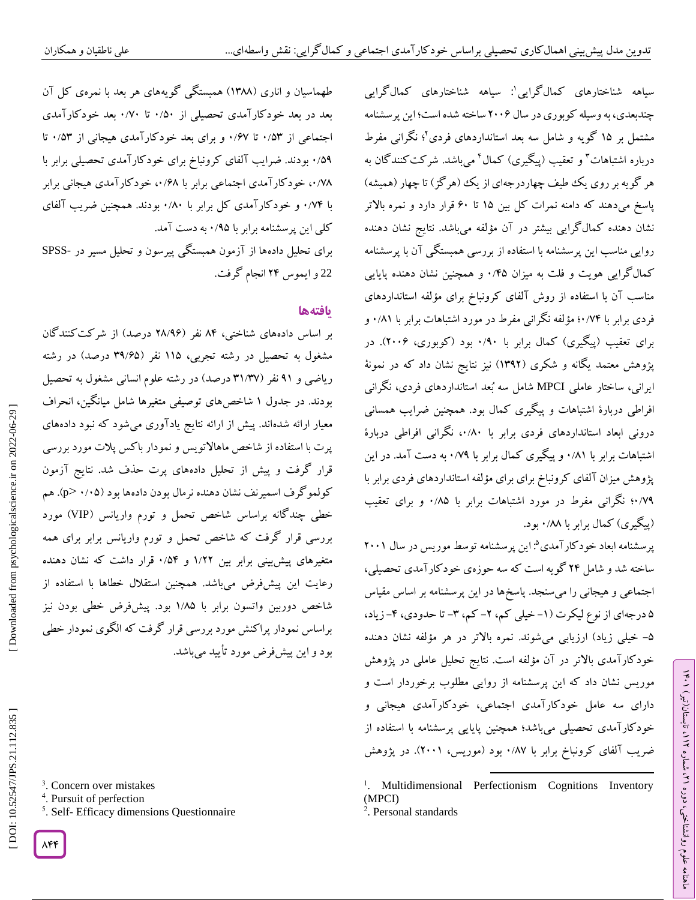سیاهه شناختارهای کمال‌گرایی[1]: سیاهه شناختارهای کمال‌گرایی چندبعدی، به وسیله کوبوری در سال ۲۰۰۶ ساخته شده است؛ این پرسشنامه مشتمل بر ۱۵ گویه و شامل سه بعد استانداردهای فردی[2]؛ نگرانی مفرط درباره اشتباهات[3] و تعقیب (پیگیری) کمال[4] می‌باشد. شرکت‌کنندگان به هر گویه بر روی یک طیف چهاردرجه‌ای از یک (هرگز) تا چهار (همیشه) پاسخ می‌دهند که دامنه نمرات کل بین ۱۵ تا ۶۰ قرار دارد و نمره بالاتر نشان دهنده کمال‌گرایی بیشتر در آن مؤلفه می‌باشد. نتایج نشان دهنده روایی مناسب این پرسشنامه با استفاده از بررسی همبستگی آن با پرسشنامه کمال‌گرایی هویت و فلت به میزان ۰/۴۵ و همچنین نشان دهنده پایایی مناسب آن با استفاده از روش آلفای کرونباخ برای مؤلفه استانداردهای فردی برابر با ۰/۷۴؛ مؤلفه نگرانی مفرط در مورد اشتباهات برابر با ۰/۸۱ و برای تعقیب (پیگیری) کمال برابر با ۰/۹۰ بود (کوبوری، ۲۰۰۶). در پژوهش معتمد یگانه و شکری (۱۳۹۲) نیز نتایج نشان داد که در نمونهٔ ایرانی، ساختار عاملی MPCI شامل سه بُعد استانداردهای فردی، نگرانی افراطی دربارهٔ اشتباهات و پیگیری کمال بود. همچنین ضرایب همسانی درونی ابعاد استانداردهای فردی برابر با ۰/۸۰، نگرانی افراطی دربارهٔ اشتباهات برابر با ۰/۸۱ و پیگیری کمال برابر با ۰/۷۹ به دست آمد. در این پژوهش میزان آلفای کرونباخ برای مؤلفه استانداردهای فردی برابر با ۰/۷۹؛ نگرانی مفرط در مورد اشتباهات برابر با ۰/۸۵ و برای تعقیب (پیگیری) کمال برابر با ۰/۸۸ بود.

پرسشنامه ابعاد خودکارآمدی[5]: این پرسشنامه توسط موریس در سال ۲۰۰۱ ساخته شد و شامل ۲۴ گویه است که سه حوزه‌ی خودکارآمدی تحصیلی، اجتماعی و هیجانی را می‌سنجد. پاسخ‌ها در این پرسشنامه بر اساس مقیاس ۵ درجه‌ای از نوع لیکرت (۱- خیلی کم، ۲- کم، ۳- تا حدودی، ۴- زیاد، ۵- خیلی زیاد) ارزیابی می‌شوند. نمره بالاتر در هر مؤلفه نشان دهنده خودکارآمدی بالاتر در آن مؤلفه است. نتایج تحلیل عاملی در پژوهش موریس نشان داد که این پرسشنامه از روایی مطلوب برخوردار است و دارای سه عامل خودکارآمدی اجتماعی، خودکارآمدی هیجانی و خودکارآمدی تحصیلی می‌باشد؛ همچنین پایایی پرسشنامه با استفاده از ضریب آلفای کرونباخ برابر با ۰/۸۷ بود (موریس، ۲۰۰۱). در پژوهش طهماسیان و اناری (۱۳۸۸) همبستگی گویه‌های هر بعد با نمره‌ی کل آن بعد در بعد خودکارآمدی تحصیلی از ۰/۵۰ تا ۰/۷۰ بعد خودکارآمدی اجتماعی از ۰/۵۳ تا ۰/۶۷ و برای بعد خودکارآمدی هیجانی از ۰/۵۳ تا ۰/۵۹ بودند. ضرایب آلفای کرونباخ برای خودکارآمدی تحصیلی برابر با ۰/۷۸، خودکارآمدی اجتماعی برابر با ۰/۶۸، خودکارآمدی هیجانی برابر با ۰/۷۴ و خودکارآمدی کل برابر با ۰/۸۰ بودند. همچنین ضریب آلفای کلی این پرسشنامه برابر با ۰/۹۵ به دست آمد.

برای تحلیل داده‌ها از آزمون همبستگی پیرسون و تحلیل مسیر در SPSS-22 و ایموس ۲۴ انجام گرفت.

## یافته‌ها

بر اساس داده‌های شناختی، ۸۴ نفر (۲۸/۹۶ درصد) از شرکت‌کنندگان مشغول به تحصیل در رشته تجربی، ۱۱۵ نفر (۳۹/۶۵ درصد) در رشته ریاضی و ۹۱ نفر (۳۱/۳۷ درصد) در رشته علوم انسانی مشغول به تحصیل بودند. در جدول ۱ شاخص‌های توصیفی متغیرها شامل میانگین، انحراف معیار ارائه شده‌اند. پیش از ارائه نتایج یادآوری می‌شود که نبود داده‌های پرت با استفاده از شاخص ماهالاتویس و نمودار باکس پلات مورد بررسی قرار گرفت و پیش از تحلیل داده‌های پرت حذف شد. نتایج آزمون کولموگرف اسمیرنف نشان دهنده نرمال بودن داده‌ها بود ($p> 0.05$). هم خطی چندگانه براساس شاخص تحمل و تورم واریانس (VIP) مورد بررسی قرار گرفت که شاخص تحمل و تورم واریانس برابر برای همه متغیرهای پیش‌بینی برابر بین ۱/۲۲ و ۰/۵۴ قرار داشت که نشان دهنده رعایت این پیش‌فرض می‌باشد. همچنین استقلال خطاها با استفاده از شاخص دوربین واتسون برابر با ۱/۸۵ بود. پیش‌فرض خطی بودن نیز براساس نمودار پراکنش مورد بررسی قرار گرفت که الگوی نمودار خطی بود و این پیش‌فرض مورد تأیید می‌باشد.

---

[1]. Multidimensional Perfectionism Cognitions Inventory (MPCI)

[2]. Personal standards

[3]. Concern over mistakes

[4]. Pursuit of perfection

[5]. Self- Efficacy dimensions Questionnaire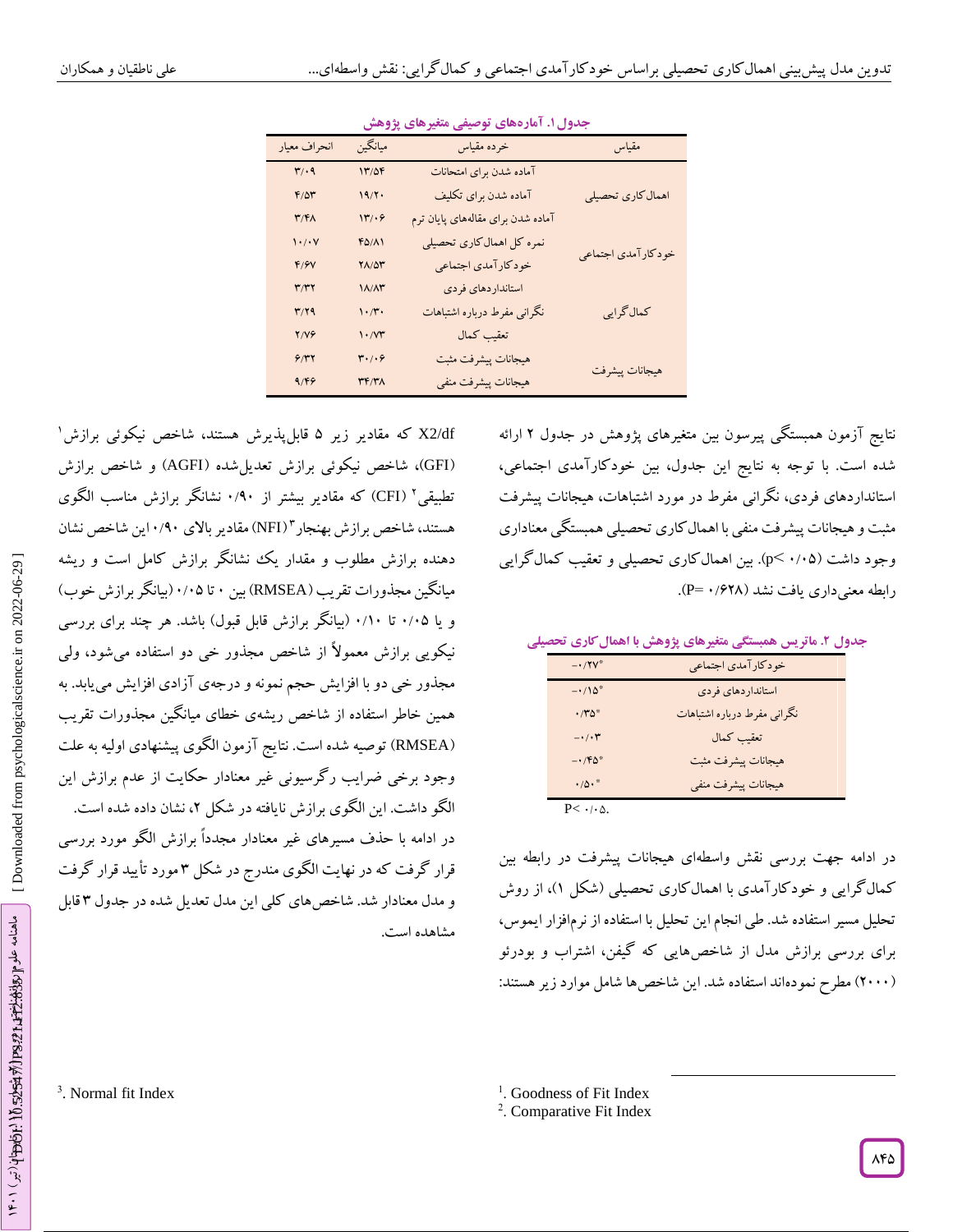**جدول ۱. آماره‌های توصیفی متغیرهای پژوهش**

| مقیاس | خرده مقیاس | میانگین | انحراف معیار |
|---|---|---|---|
| اهمال‌کاری تحصیلی | آماده شدن برای امتحانات | ۱۳/۵۴ | ۳/۰۹ |
| | آماده شدن برای تکلیف | ۱۹/۲۰ | ۴/۵۳ |
| | آماده شدن برای مقاله‌های پایان ترم | ۱۳/۰۶ | ۳/۴۸ |
| | نمره کل اهمال‌کاری تحصیلی | ۴۵/۸۱ | ۱۰/۰۷ |
| خودکارآمدی اجتماعی | خودکارآمدی اجتماعی | ۲۸/۵۳ | ۴/۶۷ |
| کمال‌گرایی | استانداردهای فردی | ۱۸/۸۳ | ۳/۳۲ |
| | نگرانی مفرط درباره اشتباهات | ۱۰/۳۰ | ۳/۲۹ |
| | تعقیب کمال | ۱۰/۷۳ | ۲/۷۶ |
| هیجانات پیشرفت | هیجانات پیشرفت مثبت | ۳۰/۰۶ | ۶/۳۲ |
| | هیجانات پیشرفت منفی | ۳۴/۳۸ | ۹/۴۶ |

نتایج آزمون همبستگی پیرسون بین متغیرهای پژوهش در جدول ۲ ارائه شده است. با توجه به نتایج این جدول، بین خودکارآمدی اجتماعی، استانداردهای فردی، نگرانی مفرط در مورد اشتباهات، هیجانات پیشرفت مثبت و هیجانات پیشرفت منفی با اهمال‌کاری تحصیلی همبستگی معناداری وجود داشت (p< ۰/۰۵). بین اهمال‌کاری تحصیلی و تعقیب کمال‌گرایی رابطه معنی‌داری یافت نشد (P= ۰/۶۲۸).

**جدول ۲. ماتریس همبستگی متغیرهای پژوهش با اهمال‌کاری تحصیلی**

| متغیر | اهمال‌کاری تحصیلی |
|---|---|
| خودکارآمدی اجتماعی | \*۰/۲۷- |
| استانداردهای فردی | \*۰/۱۵- |
| نگرانی مفرط درباره اشتباهات | \*۰/۳۵ |
| تعقیب کمال | ۰/۰۳- |
| هیجانات پیشرفت مثبت | \*۰/۴۵- |
| هیجانات پیشرفت منفی | \*۰/۵۰ |

P< ۰/۰۵.

در ادامه جهت بررسی نقش واسطه‌ای هیجانات پیشرفت در رابطه بین کمال‌گرایی و خودکارآمدی با اهمال‌کاری تحصیلی (شکل ۱)، از روش تحلیل مسیر استفاده شد. طی انجام این تحلیل با استفاده از نرم‌افزار ایموس، برای بررسی برازش مدل از شاخص‌هایی که گیفن، اشتراب و بودرئو (۲۰۰۰) مطرح نموده‌اند استفاده شد. این شاخص‌ها شامل موارد زیر هستند:

X2/df که مقادیر زیر ۵ قابل‌پذیرش هستند، شاخص نیکوئی برازش[1] (GFI)، شاخص نیکوئی برازش تعدیل‌شده (AGFI) و شاخص برازش تطبیقی[2] (CFI) که مقادیر بیشتر از ۰/۹۰ نشانگر برازش مناسب الگوی هستند، شاخص برازش بهنجار[3] (NFI) مقادیر بالای ۰/۹۰ این شاخص نشان دهنده برازش مطلوب و مقدار یک نشانگر برازش کامل است و ریشه میانگین مجذورات تقریب (RMSEA) بین ۰ تا ۰/۰۵ (بیانگر برازش خوب) و یا ۰/۰۵ تا ۰/۱۰ (بیانگر برازش قابل قبول) باشد. هر چند برای بررسی نیکویی برازش معمولاً از شاخص مجذور خی دو استفاده می‌شود، ولی مجذور خی دو با افزایش حجم نمونه و درجه‌ی آزادی افزایش می‌یابد. به همین خاطر استفاده از شاخص ریشه‌ی خطای میانگین مجذورات تقریب (RMSEA) توصیه شده است. نتایج آزمون الگوی پیشنهادی اولیه به علت وجود برخی ضرایب رگرسیونی غیر معنادار حکایت از عدم برازش این الگو داشت. این الگوی برازش نایافته در شکل ۲، نشان داده شده است.

در ادامه با حذف مسیرهای غیر معنادار مجدداً برازش الگو مورد بررسی قرار گرفت که در نهایت الگوی مندرج در شکل ۳ مورد تأیید قرار گرفت و مدل معنادار شد. شاخص‌های کلی این مدل تعدیل شده در جدول ۳ قابل مشاهده است.

---

[1]. Goodness of Fit Index

[2]. Comparative Fit Index

[3]. Normal fit Index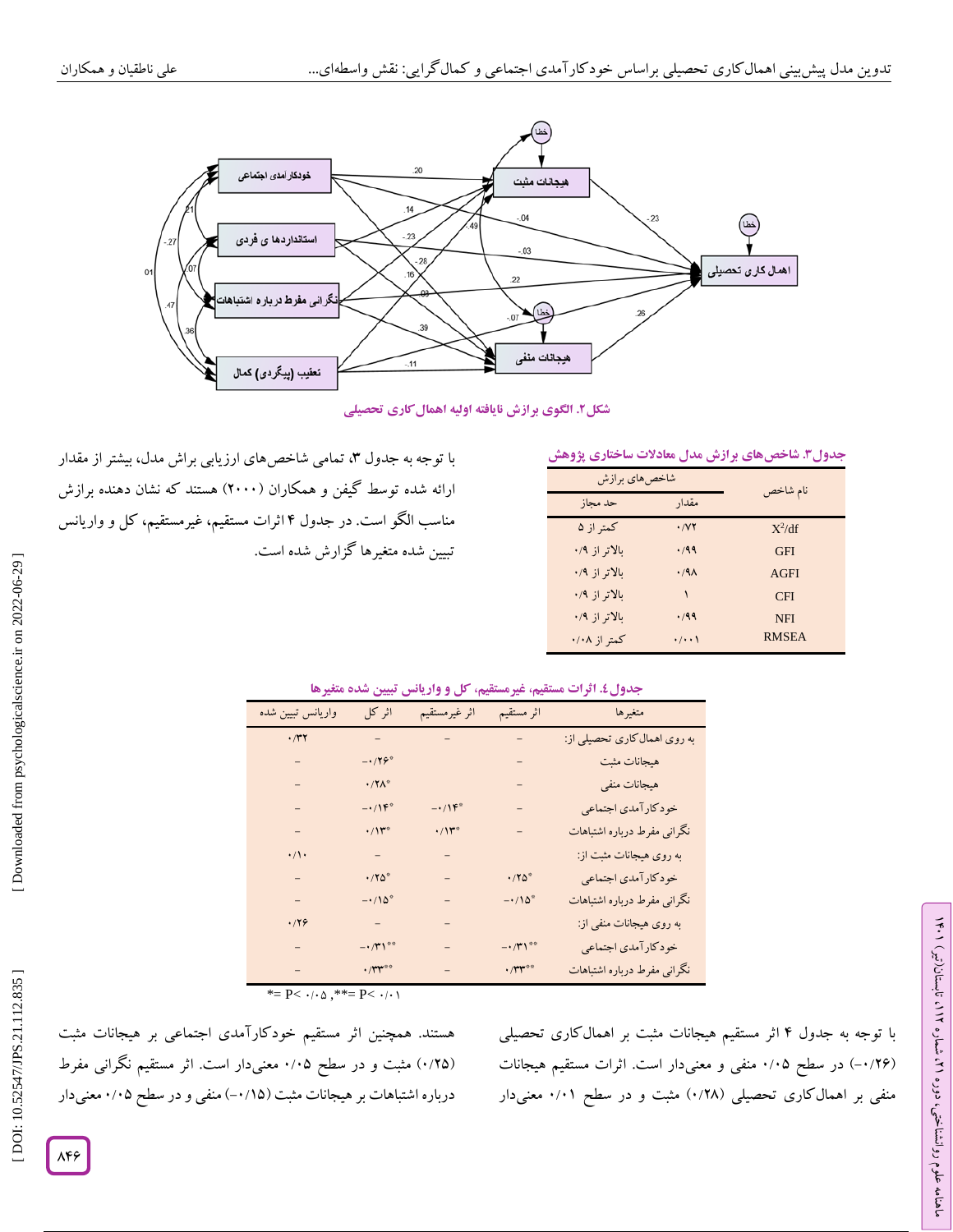شکل ۲. الگوی برازش نایافته اولیه اهمال‌کاری تحصیلی

جدول ۳. شاخص‌های برازش مدل معادلات ساختاری پژوهش

| نام شاخص | شاخص‌های برازش | |
|---|---|---|
| | مقدار | حد مجاز |
| $X^2/df$ | ۰/۷۲ | کمتر از ۵ |
| GFI | ۰/۹۹ | بالاتر از ۰/۹ |
| AGFI | ۰/۹۸ | بالاتر از ۰/۹ |
| CFI | ۱ | بالاتر از ۰/۹ |
| NFI | ۰/۹۹ | بالاتر از ۰/۹ |
| RMSEA | ۰/۰۰۱ | کمتر از ۰/۰۸ |

با توجه به جدول ۳، تمامی شاخص‌های ارزیابی براش مدل، بیشتر از مقدار ارائه شده توسط گیفن و همکاران (۲۰۰۰) هستند که نشان دهنده برازش مناسب الگو است. در جدول ۴ اثرات مستقیم، غیرمستقیم، کل و واریانس تبیین شده متغیرها گزارش شده است.

جدول ٤. اثرات مستقیم، غیرمستقیم، کل و واریانس تبیین شده متغیرها

| متغیرها | اثر مستقیم | اثر غیرمستقیم | اثر کل | واریانس تبیین شده |
|---|---|---|---|---|
| به روی اهمال‌کاری تحصیلی از: | – | – | – | ۰/۳۲ |
| هیجانات مثبت | – | | -۰/۲۶* | – |
| هیجانات منفی | – | | ۰/۲۸* | – |
| خودکارآمدی اجتماعی | – | -۰/۱۴* | -۰/۱۴* | – |
| نگرانی مفرط درباره اشتباهات | – | ۰/۱۳* | ۰/۱۳* | – |
| به روی هیجانات مثبت از: | | – | – | ۰/۱۰ |
| خودکارآمدی اجتماعی | ۰/۲۵* | – | ۰/۲۵* | – |
| نگرانی مفرط درباره اشتباهات | -۰/۱۵* | – | -۰/۱۵* | – |
| به روی هیجانات منفی از: | | – | – | ۰/۲۶ |
| خودکارآمدی اجتماعی | -۰/۳۱** | – | -۰/۳۱** | – |
| نگرانی مفرط درباره اشتباهات | ۰/۳۳** | – | ۰/۳۳** | – |

*= P< ۰/۰۵ ,**= P< ۰/۰۱

با توجه به جدول ۴ اثر مستقیم هیجانات مثبت بر اهمال‌کاری تحصیلی (۰/۲۶-) در سطح ۰/۰۵ منفی و معنی‌دار است. اثرات مستقیم هیجانات منفی بر اهمال‌کاری تحصیلی (۰/۲۸) مثبت و در سطح ۰/۰۱ معنی‌دار هستند. همچنین اثر مستقیم خودکارآمدی اجتماعی بر هیجانات مثبت (۰/۲۵) مثبت و در سطح ۰/۰۵ معنی‌دار است. اثر مستقیم نگرانی مفرط درباره اشتباهات بر هیجانات مثبت (۰/۱۵-) منفی و در سطح ۰/۰۵ معنی‌دار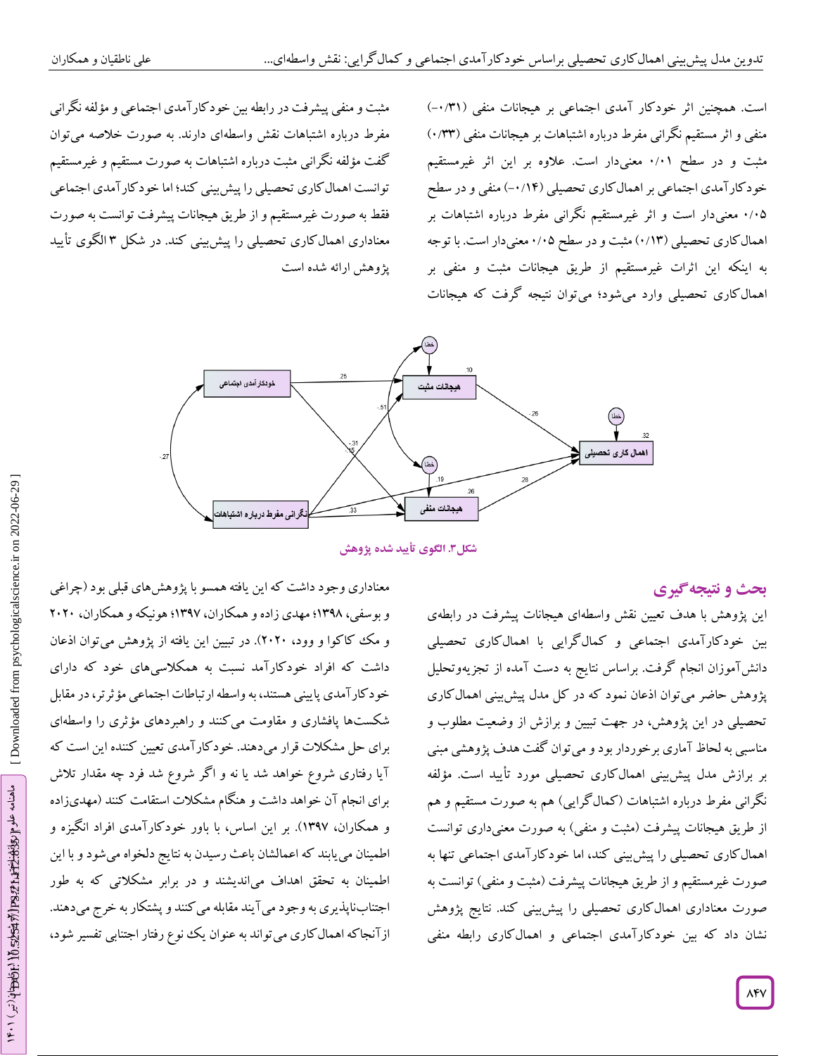است. همچنین اثر خودکار آمدی اجتماعی بر هیجانات منفی (۰/۳۱-) منفی و اثر مستقیم نگرانی مفرط درباره اشتباهات بر هیجانات منفی (۰/۳۳) مثبت و در سطح ۰/۰۱ معنی‌دار است. علاوه بر این اثر غیرمستقیم خودکارآمدی اجتماعی بر اهمال‌کاری تحصیلی (۰/۱۴-) منفی و در سطح ۰/۰۵ معنی‌دار است و اثر غیرمستقیم نگرانی مفرط درباره اشتباهات بر اهمال‌کاری تحصیلی (۰/۱۳) مثبت و در سطح ۰/۰۵ معنی‌دار است. با توجه به اینکه این اثرات غیرمستقیم از طریق هیجانات مثبت و منفی بر اهمال‌کاری تحصیلی وارد می‌شود؛ می‌توان نتیجه گرفت که هیجانات مثبت و منفی پیشرفت در رابطه بین خودکارآمدی اجتماعی و مؤلفه نگرانی مفرط درباره اشتباهات نقش واسطه‌ای دارند. به صورت خلاصه می‌توان گفت مؤلفه نگرانی مثبت درباره اشتباهات به صورت مستقیم و غیرمستقیم توانست اهمال‌کاری تحصیلی را پیش‌بینی کند؛ اما خودکارآمدی اجتماعی فقط به صورت غیرمستقیم و از طریق هیجانات پیشرفت توانست به صورت معناداری اهمال‌کاری تحصیلی را پیش‌بینی کند. در شکل ۳ الگوی تأیید پژوهش ارائه شده است

**شکل۳. الگوی تأیید شده پژوهش**

## بحث و نتیجه‌گیری

این پژوهش با هدف تعیین نقش واسطه‌ای هیجانات پیشرفت در رابطه‌ی بین خودکارآمدی اجتماعی و کمال‌گرایی با اهمال‌کاری تحصیلی دانش‌آموزان انجام گرفت. براساس نتایج به دست آمده از تجزیه‌وتحلیل پژوهش حاضر می‌توان اذعان نمود که در کل مدل پیش‌بینی اهمال‌کاری تحصیلی در این پژوهش، در جهت تبیین و برازش از وضعیت مطلوب و مناسبی به لحاظ آماری برخوردار بود و می‌توان گفت هدف پژوهشی مبنی بر برازش مدل پیش‌بینی اهمال‌کاری تحصیلی مورد تأیید است. مؤلفه نگرانی مفرط درباره اشتباهات (کمال‌گرایی) هم به صورت مستقیم و هم از طریق هیجانات پیشرفت (مثبت و منفی) به صورت معنی‌داری توانست اهمال‌کاری تحصیلی را پیش‌بینی کند، اما خودکارآمدی اجتماعی تنها به صورت غیرمستقیم و از طریق هیجانات پیشرفت (مثبت و منفی) توانست به صورت معناداری اهمال‌کاری تحصیلی را پیش‌بینی کند. نتایج پژوهش نشان داد که بین خودکارآمدی اجتماعی و اهمال‌کاری رابطه منفی معناداری وجود داشت که این یافته همسو با پژوهش‌های قبلی بود (چراغی و بوسفی، ۱۳۹۸؛ مهدی زاده و همکاران، ۱۳۹۷؛ هونیکه و همکاران، ۲۰۲۰ و مک کاکوا و وود، ۲۰۲۰). در تبیین این یافته از پژوهش می‌توان اذعان داشت که افراد خودکارآمد نسبت به همکلاسی‌های خود که دارای خودکارآمدی پایینی هستند، به واسطه ارتباطات اجتماعی مؤثرتر، در مقابل شکست‌ها پافشاری و مقاومت می‌کنند و راهبردهای مؤثری را واسطه‌ای برای حل مشکلات قرار می‌دهند. خودکارآمدی تعیین کننده این است که آیا رفتاری شروع خواهد شد یا نه و اگر شروع شد فرد چه مقدار تلاش برای انجام آن خواهد داشت و هنگام مشکلات استقامت کنند (مهدی‌زاده و همکاران، ۱۳۹۷). بر این اساس، با باور خودکارآمدی افراد انگیزه و اطمینان می‌یابند که اعمالشان باعث رسیدن به نتایج دلخواه می‌شود و با این اطمینان به تحقق اهداف می‌اندیشند و در برابر مشکلاتی که به طور اجتناب‌ناپذیری به وجود می‌آیند مقابله می‌کنند و پشتکار به خرج می‌دهند. ازآنجاکه اهمال‌کاری می‌تواند به عنوان یک نوع رفتار اجتنابی تفسیر شود،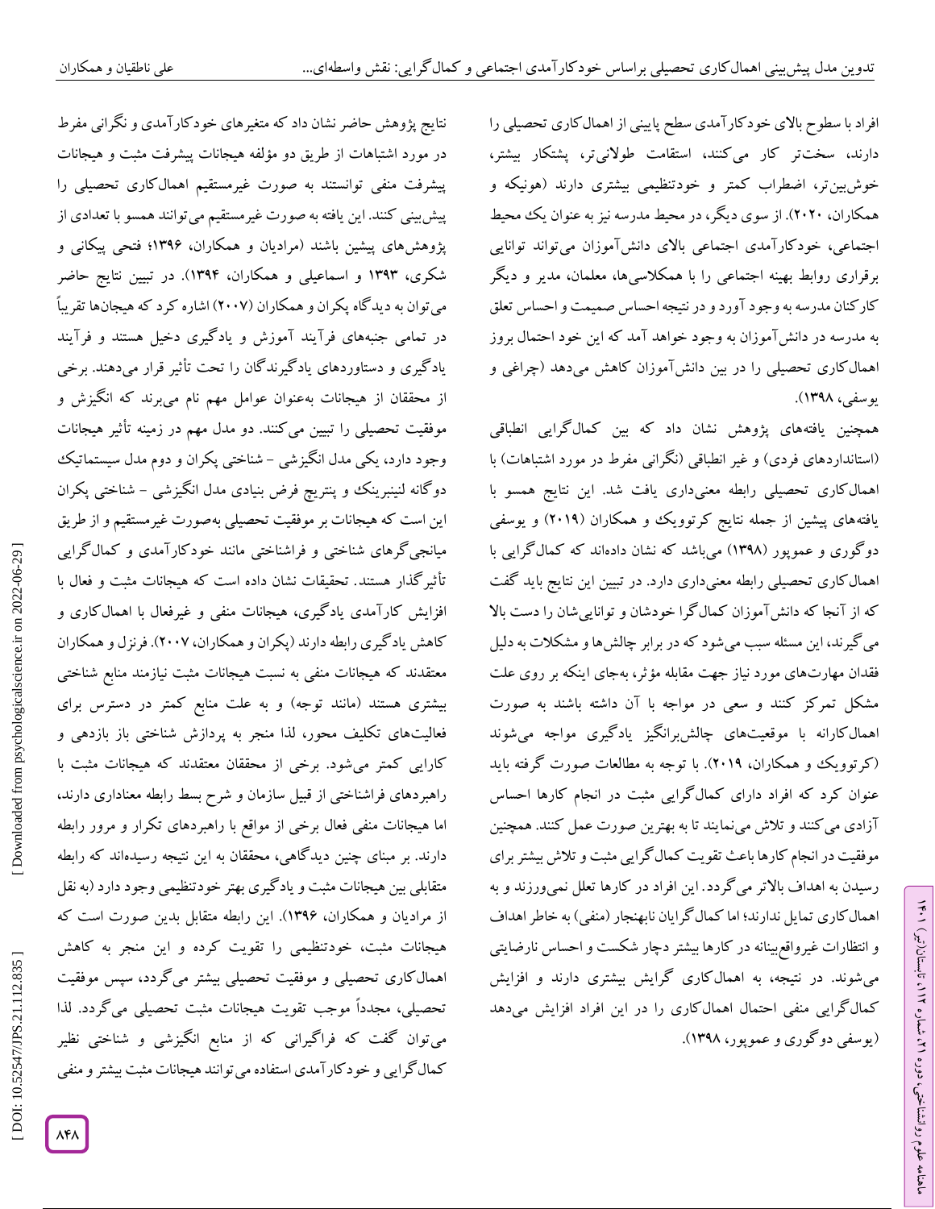افراد با سطوح بالای خودکارآمدی سطح پایینی از اهمال‌کاری تحصیلی را دارند، سخت‌تر کار می‌کنند، استقامت طولانی‌تر، پشتکار بیشتر، خوش‌بین‌تر، اضطراب کمتر و خودتنظیمی بیشتری دارند (هونیکه و همکاران، ۲۰۲۰). از سوی دیگر، در محیط مدرسه نیز به عنوان یک محیط اجتماعی، خودکارآمدی اجتماعی بالای دانش‌آموزان می‌تواند توانایی برقراری روابط بهینه اجتماعی را با همکلاسی‌ها، معلمان، مدیر و دیگر کارکنان مدرسه به وجود آورد و در نتیجه احساس صمیمت و احساس تعلق به مدرسه در دانش‌آموزان به وجود خواهد آمد که این خود احتمال بروز اهمال‌کاری تحصیلی را در بین دانش‌آموزان کاهش می‌دهد (چراغی و یوسفی، ۱۳۹۸).

همچنین یافته‌های پژوهش نشان داد که بین کمال‌گرایی انطباقی (استانداردهای فردی) و غیر انطباقی (نگرانی مفرط در مورد اشتباهات) با اهمال‌کاری تحصیلی رابطه معنی‌داری یافت شد. این نتایج همسو با یافته‌های پیشین از جمله نتایج کرتوویک و همکاران (۲۰۱۹) و یوسفی دوگوری و عموپور (۱۳۹۸) می‌باشد که نشان داده‌اند که کمال‌گرایی با اهمال‌کاری تحصیلی رابطه معنی‌داری دارد. در تبیین این نتایج باید گفت که از آنجا که دانش‌آموزان کمال‌گرا خودشان و توانایی‌شان را دست بالا می‌گیرند، این مسئله سبب می‌شود که در برابر چالش‌ها و مشکلات به دلیل فقدان مهارت‌های مورد نیاز جهت مقابله مؤثر، به‌جای اینکه بر روی علت مشکل تمرکز کنند و سعی در مواجه با آن داشته باشند به صورت اهمال‌کارانه با موقعیت‌های چالش‌برانگیز یادگیری مواجه می‌شوند (کرتوویک و همکاران، ۲۰۱۹). با توجه به مطالعات صورت گرفته باید عنوان کرد که افراد دارای کمال‌گرایی مثبت در انجام کارها احساس آزادی می‌کنند و تلاش می‌نمایند تا به بهترین صورت عمل کنند. همچنین موفقیت در انجام کارها باعث تقویت کمال‌گرایی مثبت و تلاش بیشتر برای رسیدن به اهداف بالاتر می‌گردد. این افراد در کارها تعلل نمی‌ورزند و به اهمال‌کاری تمایل ندارند؛ اما کمال‌گرایان نابهنجار (منفی) به خاطر اهداف و انتظارات غیرواقع‌بینانه در کارها بیشتر دچار شکست و احساس نارضایتی می‌شوند. در نتیجه، به اهمال‌کاری گرایش بیشتری دارند و افزایش کمال‌گرایی منفی احتمال اهمال‌کاری را در این افراد افزایش می‌دهد (یوسفی دوگوری و عموپور، ۱۳۹۸).

نتایج پژوهش حاضر نشان داد که متغیرهای خودکارآمدی و نگرانی مفرط در مورد اشتباهات از طریق دو مؤلفه هیجانات پیشرفت مثبت و هیجانات پیشرفت منفی توانستند به صورت غیرمستقیم اهمال‌کاری تحصیلی را پیش‌بینی کنند. این یافته به صورت غیرمستقیم می‌توانند همسو با تعدادی از پژوهش‌های پیشین باشند (مرادیان و همکاران، ۱۳۹۶؛ فتحی پیکانی و شکری، ۱۳۹۳ و اسماعیلی و همکاران، ۱۳۹۴). در تبیین نتایج حاضر می‌توان به دیدگاه پکران و همکاران (۲۰۰۷) اشاره کرد که هیجان‌ها تقریباً در تمامی جنبه‌های فرآیند آموزش و یادگیری دخیل هستند و فرآیند یادگیری و دستاوردهای یادگیرندگان را تحت تأثیر قرار می‌دهند. برخی از محققان از هیجانات به‌عنوان عوامل مهم نام می‌برند که انگیزش و موفقیت تحصیلی را تبیین می‌کنند. دو مدل مهم در زمینه تأثیر هیجانات وجود دارد، یکی مدل انگیزشی - شناختی پکران و دوم مدل سیستماتیک دوگانه لنینبرینک و پنتریچ فرض بنیادی مدل انگیزشی - شناختی پکران این است که هیجانات بر موفقیت تحصیلی به‌صورت غیرمستقیم و از طریق میانجی‌گرهای شناختی و فراشناختی مانند خودکارآمدی و کمال‌گرایی تأثیرگذار هستند. تحقیقات نشان داده است که هیجانات مثبت و فعال با افزایش کارآمدی یادگیری، هیجانات منفی و غیرفعال با اهمال‌کاری و کاهش یادگیری رابطه دارند (پکران و همکاران، ۲۰۰۷). فرنزل و همکاران معتقدند که هیجانات منفی به نسبت هیجانات مثبت نیازمند منابع شناختی بیشتری هستند (مانند توجه) و به علت منابع کمتر در دسترس برای فعالیت‌های تکلیف محور، لذا منجر به پردازش شناختی باز بازدهی و کارایی کمتر می‌شود. برخی از محققان معتقدند که هیجانات مثبت با راهبردهای فراشناختی از قبیل سازمان و شرح بسط رابطه معناداری دارند، اما هیجانات منفی فعال برخی از مواقع با راهبردهای تکرار و مرور رابطه دارند. بر مبنای چنین دیدگاهی، محققان به این نتیجه رسیده‌اند که رابطه متقابلی بین هیجانات مثبت و یادگیری بهتر خودتنظیمی وجود دارد (به نقل از مرادیان و همکاران، ۱۳۹۶). این رابطه متقابل بدین صورت است که هیجانات مثبت، خودتنظیمی را تقویت کرده و این منجر به کاهش اهمال‌کاری تحصیلی و موفقیت تحصیلی بیشتر می‌گردد، سپس موفقیت تحصیلی، مجدداً موجب تقویت هیجانات مثبت تحصیلی می‌گردد. لذا می‌توان گفت که فراگیرانی که از منابع انگیزشی و شناختی نظیر کمال‌گرایی و خودکارآمدی استفاده می‌توانند هیجانات مثبت بیشتر و منفی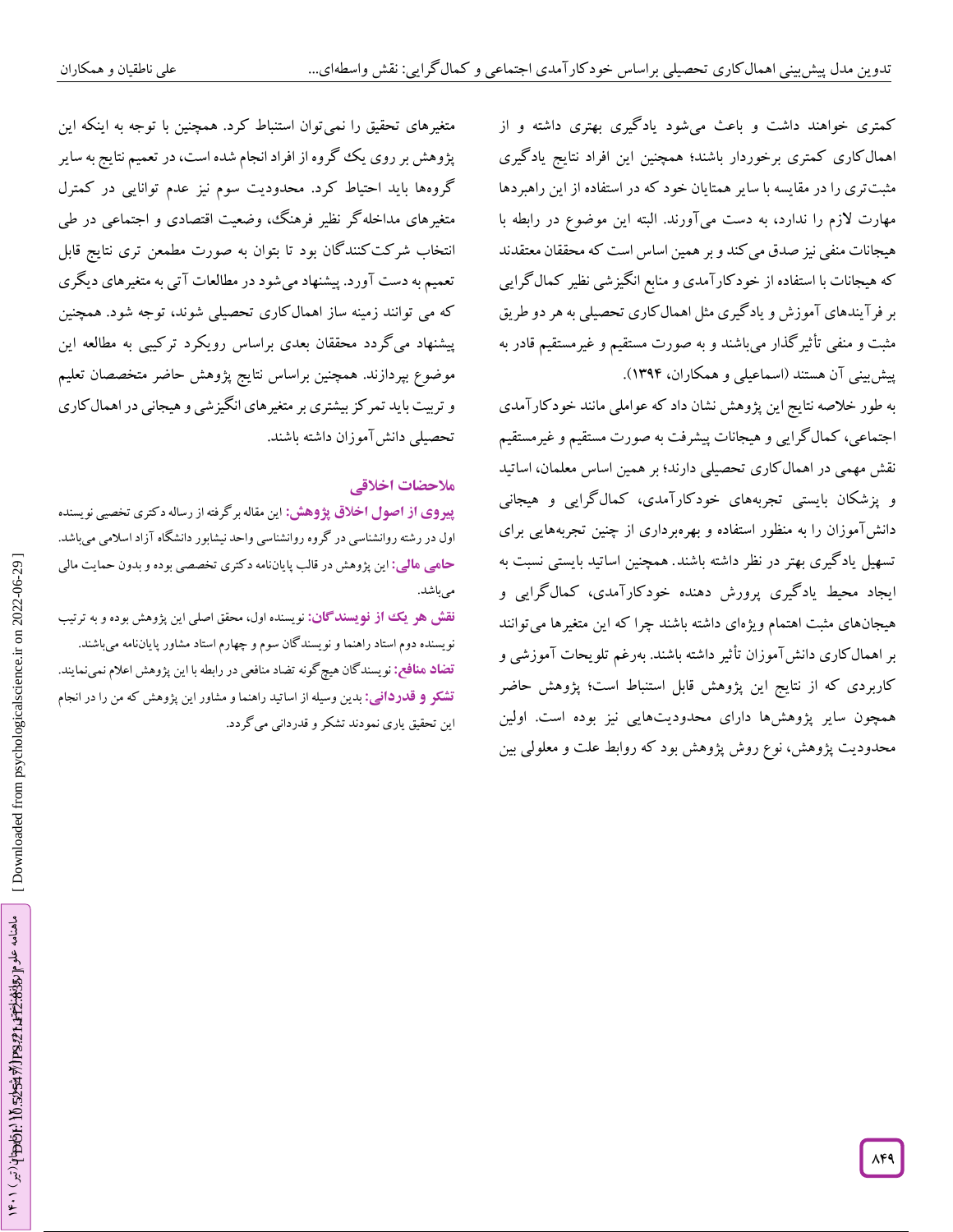کمتری خواهند داشت و باعث می‌شود یادگیری بهتری داشته و از اهمال‌کاری کمتری برخوردار باشند؛ همچنین این افراد نتایج یادگیری مثبت‌تری را در مقایسه با سایر همتایان خود که در استفاده از این راهبردها مهارت لازم را ندارد، به دست می‌آورند. البته این موضوع در رابطه با هیجانات منفی نیز صدق می‌کند و بر همین اساس است که محققان معتقدند که هیجانات با استفاده از خودکارآمدی و منابع انگیزشی نظیر کمال‌گرایی بر فرآیندهای آموزش و یادگیری مثل اهمال‌کاری تحصیلی به هر دو طریق مثبت و منفی تأثیرگذار می‌باشند و به صورت مستقیم و غیرمستقیم قادر به پیش‌بینی آن هستند (اسماعیلی و همکاران، ۱۳۹۴).

به طور خلاصه نتایج این پژوهش نشان داد که عواملی مانند خودکارآمدی اجتماعی، کمال‌گرایی و هیجانات پیشرفت به صورت مستقیم و غیرمستقیم نقش مهمی در اهمال‌کاری تحصیلی دارند؛ بر همین اساس معلمان، اساتید و پزشکان بایستی تجربه‌های خودکارآمدی، کمال‌گرایی و هیجانی دانش‌آموزان را به منظور استفاده و بهره‌برداری از چنین تجربه‌هایی برای تسهیل یادگیری بهتر در نظر داشته باشند. همچنین اساتید بایستی نسبت به ایجاد محیط یادگیری پرورش دهنده خودکارآمدی، کمال‌گرایی و هیجان‌های مثبت اهتمام ویژه‌ای داشته باشند چرا که این متغیرها می‌توانند بر اهمال‌کاری دانش‌آموزان تأثیر داشته باشند. به‌رغم تلویحات آموزشی و کاربردی که از نتایج این پژوهش قابل استنباط است؛ پژوهش حاضر همچون سایر پژوهش‌ها دارای محدودیت‌هایی نیز بوده است. اولین محدودیت پژوهش، نوع روش پژوهش بود که روابط علت و معلولی بین متغیرهای تحقیق را نمی‌توان استنباط کرد. همچنین با توجه به اینکه این پژوهش بر روی یک گروه از افراد انجام شده است، در تعمیم نتایج به سایر گروه‌ها باید احتیاط کرد. محدودیت سوم نیز عدم توانایی در کمترل متغیرهای مداخله‌گر نظیر فرهنگ، وضعیت اقتصادی و اجتماعی در طی انتخاب شرکت‌کنندگان بود تا بتوان به صورت مطمعن تری نتایج قابل تعمیم به دست آورد. پیشنهاد می‌شود در مطالعات آتی به متغیرهای دیگری که می توانند زمینه ساز اهمال‌کاری تحصیلی شوند، توجه شود. همچنین پیشنهاد می‌گردد محققان بعدی براساس رویکرد ترکیبی به مطالعه این موضوع بپردازند. همچنین براساس نتایج پژوهش حاضر متخصصان تعلیم و تربیت باید تمرکز بیشتری بر متغیرهای انگیزشی و هیجانی در اهمال‌کاری تحصیلی دانش‌آموزان داشته باشند.

## ملاحضات اخلاقی

**پیروی از اصول اخلاق پژوهش:** این مقاله برگرفته از رساله دکتری تخصیی نویسنده اول در رشته روانشناسی در گروه روانشناسی واحد نیشابور دانشگاه آزاد اسلامی می‌باشد.

**حامی مالی:** این پژوهش در قالب پایان‌نامه دکتری تخصصی بوده و بدون حمایت مالی می‌باشد.

**نقش هر یک از نویسندگان:** نویسنده اول، محقق اصلی این پژوهش بوده و به ترتیب نویسنده دوم استاد راهنما و نویسندگان سوم و چهارم استاد مشاور پایان‌نامه می‌باشند.

**تضاد منافع:** نویسندگان هیچ‌گونه تضاد منافعی در رابطه با این پژوهش اعلام نمی‌نمایند.

**تشکر و قدردانی:** بدین وسیله از اساتید راهنما و مشاور این پژوهش که من را در انجام این تحقیق یاری نمودند تشکر و قدردانی می‌گردد.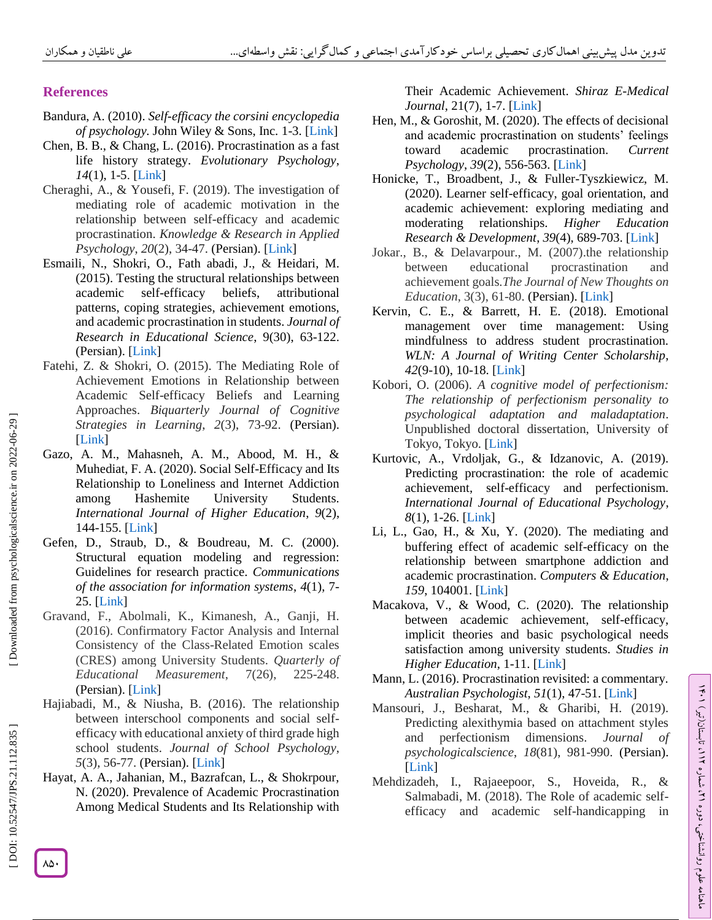## References

Bandura, A. (2010). *Self-efficacy the corsini encyclopedia of psychology*. John Wiley & Sons, Inc. 1-3. [Link]

Chen, B. B., & Chang, L. (2016). Procrastination as a fast life history strategy. *Evolutionary Psychology*, *14*(1), 1-5. [Link]

Cheraghi, A., & Yousefi, F. (2019). The investigation of mediating role of academic motivation in the relationship between self-efficacy and academic procrastination. *Knowledge & Research in Applied Psychology*, *20*(2), 34-47. (Persian). [Link]

Esmaili, N., Shokri, O., Fath abadi, J., & Heidari, M. (2015). Testing the structural relationships between academic self-efficacy beliefs, attributional patterns, coping strategies, achievement emotions, and academic procrastination in students. *Journal of Research in Educational Science*, 9(30), 63-122. (Persian). [Link]

Fatehi, Z. & Shokri, O. (2015). The Mediating Role of Achievement Emotions in Relationship between Academic Self-efficacy Beliefs and Learning Approaches. *Biquarterly Journal of Cognitive Strategies in Learning*, *2*(3), 73-92. (Persian). [Link]

Gazo, A. M., Mahasneh, A. M., Abood, M. H., & Muhediat, F. A. (2020). Social Self-Efficacy and Its Relationship to Loneliness and Internet Addiction among Hashemite University Students. *International Journal of Higher Education*, *9*(2), 144-155. [Link]

Gefen, D., Straub, D., & Boudreau, M. C. (2000). Structural equation modeling and regression: Guidelines for research practice. *Communications of the association for information systems*, *4*(1), 7-25. [Link]

Gravand, F., Abolmali, K., Kimanesh, A., Ganji, H. (2016). Confirmatory Factor Analysis and Internal Consistency of the Class-Related Emotion scales (CRES) among University Students. *Quarterly of Educational Measurement*, 7(26), 225-248. (Persian). [Link]

Hajiabadi, M., & Niusha, B. (2016). The relationship between interschool components and social self-efficacy with educational anxiety of third grade high school students. *Journal of School Psychology*, *5*(3), 56-77. (Persian). [Link]

Hayat, A. A., Jahanian, M., Bazrafcan, L., & Shokrpour, N. (2020). Prevalence of Academic Procrastination Among Medical Students and Its Relationship with Their Academic Achievement. *Shiraz E-Medical Journal*, 21(7), 1-7. [Link]

Hen, M., & Goroshit, M. (2020). The effects of decisional and academic procrastination on students' feelings toward academic procrastination. *Current Psychology*, *39*(2), 556-563. [Link]

Honicke, T., Broadbent, J., & Fuller-Tyszkiewicz, M. (2020). Learner self-efficacy, goal orientation, and academic achievement: exploring mediating and moderating relationships. *Higher Education Research & Development*, *39*(4), 689-703. [Link]

Jokar., B., & Delavarpour., M. (2007).the relationship between educational procrastination and achievement goals.*The Journal of New Thoughts on Education*, 3(3), 61-80. (Persian). [Link]

Kervin, C. E., & Barrett, H. E. (2018). Emotional management over time management: Using mindfulness to address student procrastination. *WLN: A Journal of Writing Center Scholarship*, *42*(9-10), 10-18. [Link]

Kobori, O. (2006). *A cognitive model of perfectionism: The relationship of perfectionism personality to psychological adaptation and maladaptation*. Unpublished doctoral dissertation, University of Tokyo, Tokyo. [Link]

Kurtovic, A., Vrdoljak, G., & Idzanovic, A. (2019). Predicting procrastination: the role of academic achievement, self-efficacy and perfectionism. *International Journal of Educational Psychology*, *8*(1), 1-26. [Link]

Li, L., Gao, H., & Xu, Y. (2020). The mediating and buffering effect of academic self-efficacy on the relationship between smartphone addiction and academic procrastination. *Computers & Education*, *159*, 104001. [Link]

Macakova, V., & Wood, C. (2020). The relationship between academic achievement, self-efficacy, implicit theories and basic psychological needs satisfaction among university students. *Studies in Higher Education*, 1-11. [Link]

Mann, L. (2016). Procrastination revisited: a commentary. *Australian Psychologist*, *51*(1), 47-51. [Link]

Mansouri, J., Besharat, M., & Gharibi, H. (2019). Predicting alexithymia based on attachment styles and perfectionism dimensions. *Journal of psychologicalscience*, *18*(81), 981-990. (Persian). [Link]

Mehdizadeh, I., Rajaeepoor, S., Hoveida, R., & Salmabadi, M. (2018). The Role of academic self-efficacy and academic self-handicapping in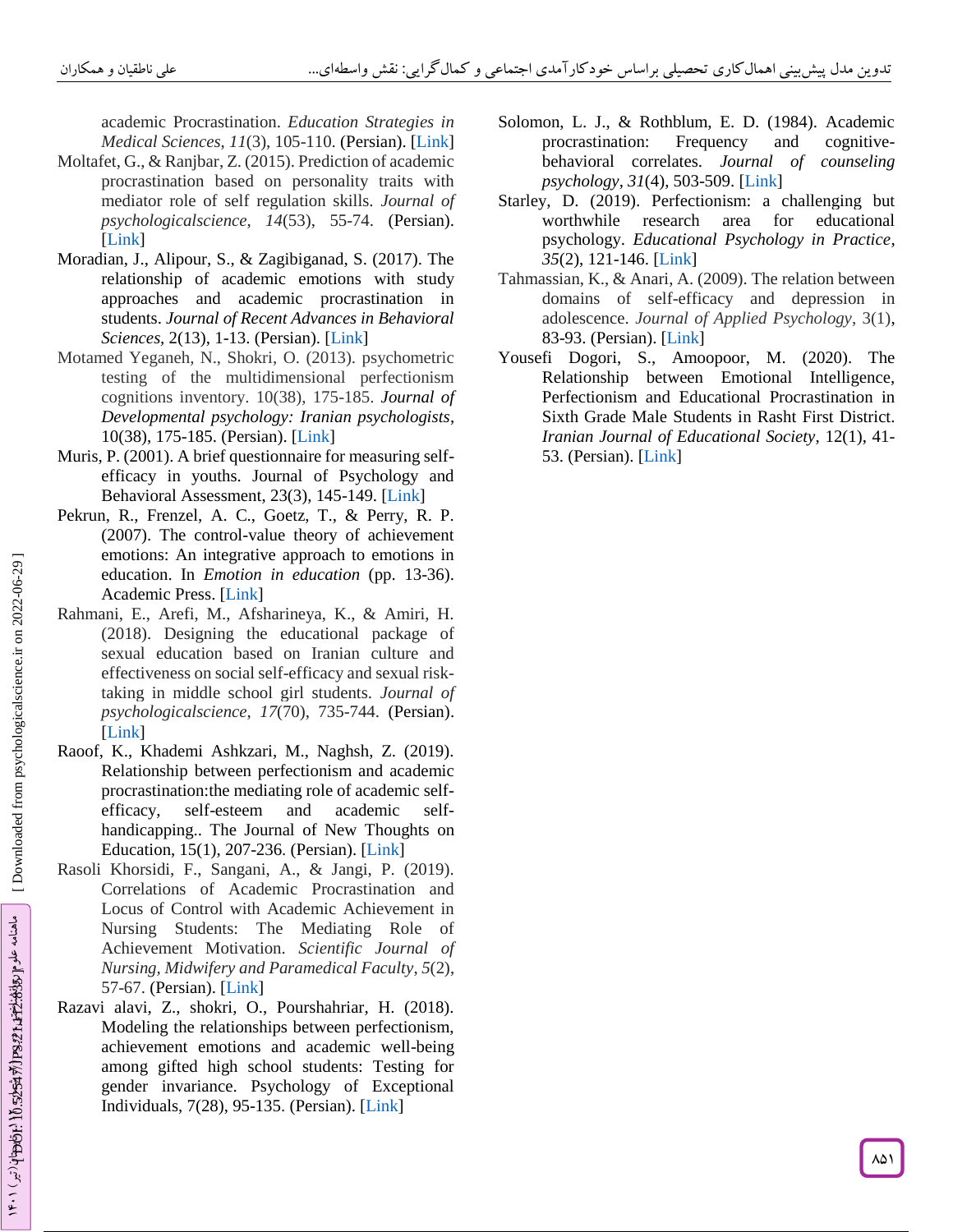academic Procrastination. *Education Strategies in Medical Sciences*, *11*(3), 105-110. (Persian). [Link]

Moltafet, G., & Ranjbar, Z. (2015). Prediction of academic procrastination based on personality traits with mediator role of self regulation skills. *Journal of psychologicalscience*, *14*(53), 55-74. (Persian). [Link]

Moradian, J., Alipour, S., & Zagibiganad, S. (2017). The relationship of academic emotions with study approaches and academic procrastination in students. *Journal of Recent Advances in Behavioral Sciences*, 2(13), 1-13. (Persian). [Link]

Motamed Yeganeh, N., Shokri, O. (2013). psychometric testing of the multidimensional perfectionism cognitions inventory. 10(38), 175-185. *Journal of Developmental psychology: Iranian psychologists*, 10(38), 175-185. (Persian). [Link]

Muris, P. (2001). A brief questionnaire for measuring self-efficacy in youths. Journal of Psychology and Behavioral Assessment, 23(3), 145-149. [Link]

Pekrun, R., Frenzel, A. C., Goetz, T., & Perry, R. P. (2007). The control-value theory of achievement emotions: An integrative approach to emotions in education. In *Emotion in education* (pp. 13-36). Academic Press. [Link]

Rahmani, E., Arefi, M., Afsharineya, K., & Amiri, H. (2018). Designing the educational package of sexual education based on Iranian culture and effectiveness on social self-efficacy and sexual risk-taking in middle school girl students. *Journal of psychologicalscience*, *17*(70), 735-744. (Persian). [Link]

Raoof, K., Khademi Ashkzari, M., Naghsh, Z. (2019). Relationship between perfectionism and academic procrastination:the mediating role of academic self-efficacy, self-esteem and academic self-handicapping.. The Journal of New Thoughts on Education, 15(1), 207-236. (Persian). [Link]

Rasoli Khorsidi, F., Sangani, A., & Jangi, P. (2019). Correlations of Academic Procrastination and Locus of Control with Academic Achievement in Nursing Students: The Mediating Role of Achievement Motivation. *Scientific Journal of Nursing, Midwifery and Paramedical Faculty*, *5*(2), 57-67. (Persian). [Link]

Razavi alavi, Z., shokri, O., Pourshahriar, H. (2018). Modeling the relationships between perfectionism, achievement emotions and academic well-being among gifted high school students: Testing for gender invariance. Psychology of Exceptional Individuals, 7(28), 95-135. (Persian). [Link]

Solomon, L. J., & Rothblum, E. D. (1984). Academic procrastination: Frequency and cognitive-behavioral correlates. *Journal of counseling psychology*, *31*(4), 503-509. [Link]

Starley, D. (2019). Perfectionism: a challenging but worthwhile research area for educational psychology. *Educational Psychology in Practice*, *35*(2), 121-146. [Link]

Tahmassian, K., & Anari, A. (2009). The relation between domains of self-efficacy and depression in adolescence. *Journal of Applied Psychology*, 3(1), 83-93. (Persian). [Link]

Yousefi Dogori, S., Amoopoor, M. (2020). The Relationship between Emotional Intelligence, Perfectionism and Educational Procrastination in Sixth Grade Male Students in Rasht First District. *Iranian Journal of Educational Society*, 12(1), 41-53. (Persian). [Link]